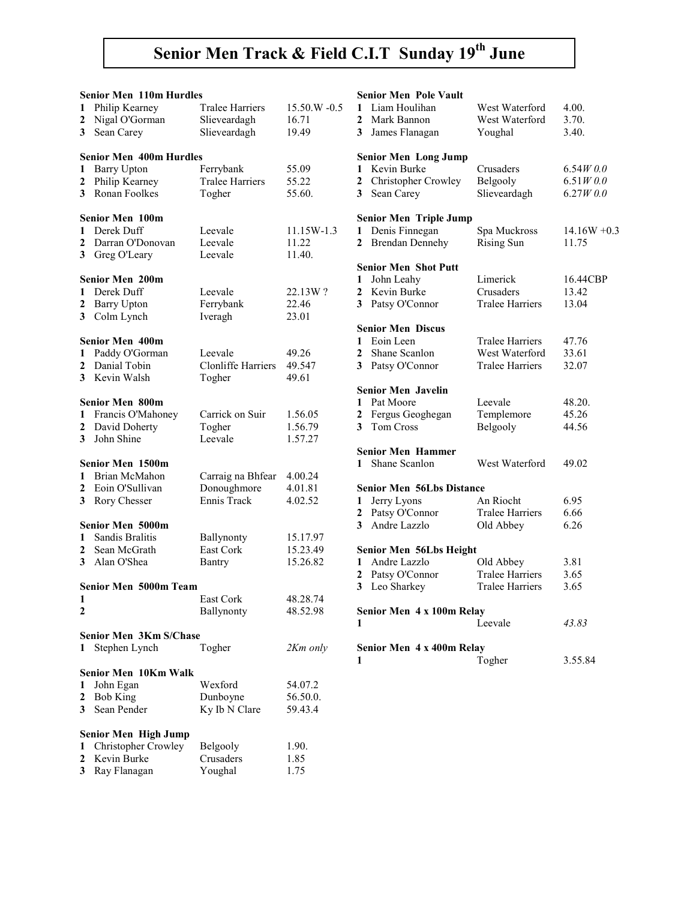# Senior Men Track & Field C.I.T Sunday 19th June

**Senior Men 110m Hurdles**

| | | | |
|---|---|---|---|
| 1 | Philip Kearney | Tralee Harriers | 15.50.W -0.5 |
| 2 | Nigal O'Gorman | Slieveardagh | 16.71 |
| 3 | Sean Carey | Slieveardagh | 19.49 |

**Senior Men 400m Hurdles**

| | | | |
|---|---|---|---|
| 1 | Barry Upton | Ferrybank | 55.09 |
| 2 | Philip Kearney | Tralee Harriers | 55.22 |
| 3 | Ronan Foolkes | Togher | 55.60. |

**Senior Men 100m**

| | | | |
|---|---|---|---|
| 1 | Derek Duff | Leevale | 11.15W-1.3 |
| 2 | Darran O'Donovan | Leevale | 11.22 |
| 3 | Greg O'Leary | Leevale | 11.40. |

**Senior Men 200m**

| | | | |
|---|---|---|---|
| 1 | Derek Duff | Leevale | 22.13W ? |
| 2 | Barry Upton | Ferrybank | 22.46 |
| 3 | Colm Lynch | Iveragh | 23.01 |

**Senior Men 400m**

| | | | |
|---|---|---|---|
| 1 | Paddy O'Gorman | Leevale | 49.26 |
| 2 | Danial Tobin | Clonliffe Harriers | 49.547 |
| 3 | Kevin Walsh | Togher | 49.61 |

**Senior Men 800m**

| | | | |
|---|---|---|---|
| 1 | Francis O'Mahoney | Carrick on Suir | 1.56.05 |
| 2 | David Doherty | Togher | 1.56.79 |
| 3 | John Shine | Leevale | 1.57.27 |

**Senior Men 1500m**

| | | | |
|---|---|---|---|
| 1 | Brian McMahon | Carraig na Bhfear | 4.00.24 |
| 2 | Eoin O'Sullivan | Donoughmore | 4.01.81 |
| 3 | Rory Chesser | Ennis Track | 4.02.52 |

**Senior Men 5000m**

| | | | |
|---|---|---|---|
| 1 | Sandis Bralitis | Ballynonty | 15.17.97 |
| 2 | Sean McGrath | East Cork | 15.23.49 |
| 3 | Alan O'Shea | Bantry | 15.26.82 |

**Senior Men 5000m Team**

| | | | |
|---|---|---|---|
| 1 | | East Cork | 48.28.74 |
| 2 | | Ballynonty | 48.52.98 |

**Senior Men 3Km S/Chase**

| | | | |
|---|---|---|---|
| 1 | Stephen Lynch | Togher | *2Km only* |

**Senior Men 10Km Walk**

| | | | |
|---|---|---|---|
| 1 | John Egan | Wexford | 54.07.2 |
| 2 | Bob King | Dunboyne | 56.50.0. |
| 3 | Sean Pender | Ky Ib N Clare | 59.43.4 |

**Senior Men High Jump**

| | | | |
|---|---|---|---|
| 1 | Christopher Crowley | Belgooly | 1.90. |
| 2 | Kevin Burke | Crusaders | 1.85 |
| 3 | Ray Flanagan | Youghal | 1.75 |

**Senior Men Pole Vault**

| | | | |
|---|---|---|---|
| 1 | Liam Houlihan | West Waterford | 4.00. |
| 2 | Mark Bannon | West Waterford | 3.70. |
| 3 | James Flanagan | Youghal | 3.40. |

**Senior Men Long Jump**

| | | | |
|---|---|---|---|
| 1 | Kevin Burke | Crusaders | 6.54*W 0.0* |
| 2 | Christopher Crowley | Belgooly | 6.51*W 0.0* |
| 3 | Sean Carey | Slieveardagh | 6.27*W 0.0* |

**Senior Men Triple Jump**

| | | | |
|---|---|---|---|
| 1 | Denis Finnegan | Spa Muckross | 14.16W +0.3 |
| 2 | Brendan Dennehy | Rising Sun | 11.75 |

**Senior Men Shot Putt**

| | | | |
|---|---|---|---|
| 1 | John Leahy | Limerick | 16.44CBP |
| 2 | Kevin Burke | Crusaders | 13.42 |
| 3 | Patsy O'Connor | Tralee Harriers | 13.04 |

**Senior Men Discus**

| | | | |
|---|---|---|---|
| 1 | Eoin Leen | Tralee Harriers | 47.76 |
| 2 | Shane Scanlon | West Waterford | 33.61 |
| 3 | Patsy O'Connor | Tralee Harriers | 32.07 |

**Senior Men Javelin**

| | | | |
|---|---|---|---|
| 1 | Pat Moore | Leevale | 48.20. |
| 2 | Fergus Geoghegan | Templemore | 45.26 |
| 3 | Tom Cross | Belgooly | 44.56 |

**Senior Men Hammer**

| | | | |
|---|---|---|---|
| 1 | Shane Scanlon | West Waterford | 49.02 |

**Senior Men 56Lbs Distance**

| | | | |
|---|---|---|---|
| 1 | Jerry Lyons | An Riocht | 6.95 |
| 2 | Patsy O'Connor | Tralee Harriers | 6.66 |
| 3 | Andre Lazzlo | Old Abbey | 6.26 |

**Senior Men 56Lbs Height**

| | | | |
|---|---|---|---|
| 1 | Andre Lazzlo | Old Abbey | 3.81 |
| 2 | Patsy O'Connor | Tralee Harriers | 3.65 |
| 3 | Leo Sharkey | Tralee Harriers | 3.65 |

**Senior Men 4 x 100m Relay**

| | | | |
|---|---|---|---|
| 1 | | Leevale | *43.83* |

**Senior Men 4 x 400m Relay**

| | | | |
|---|---|---|---|
| 1 | | Togher | 3.55.84 |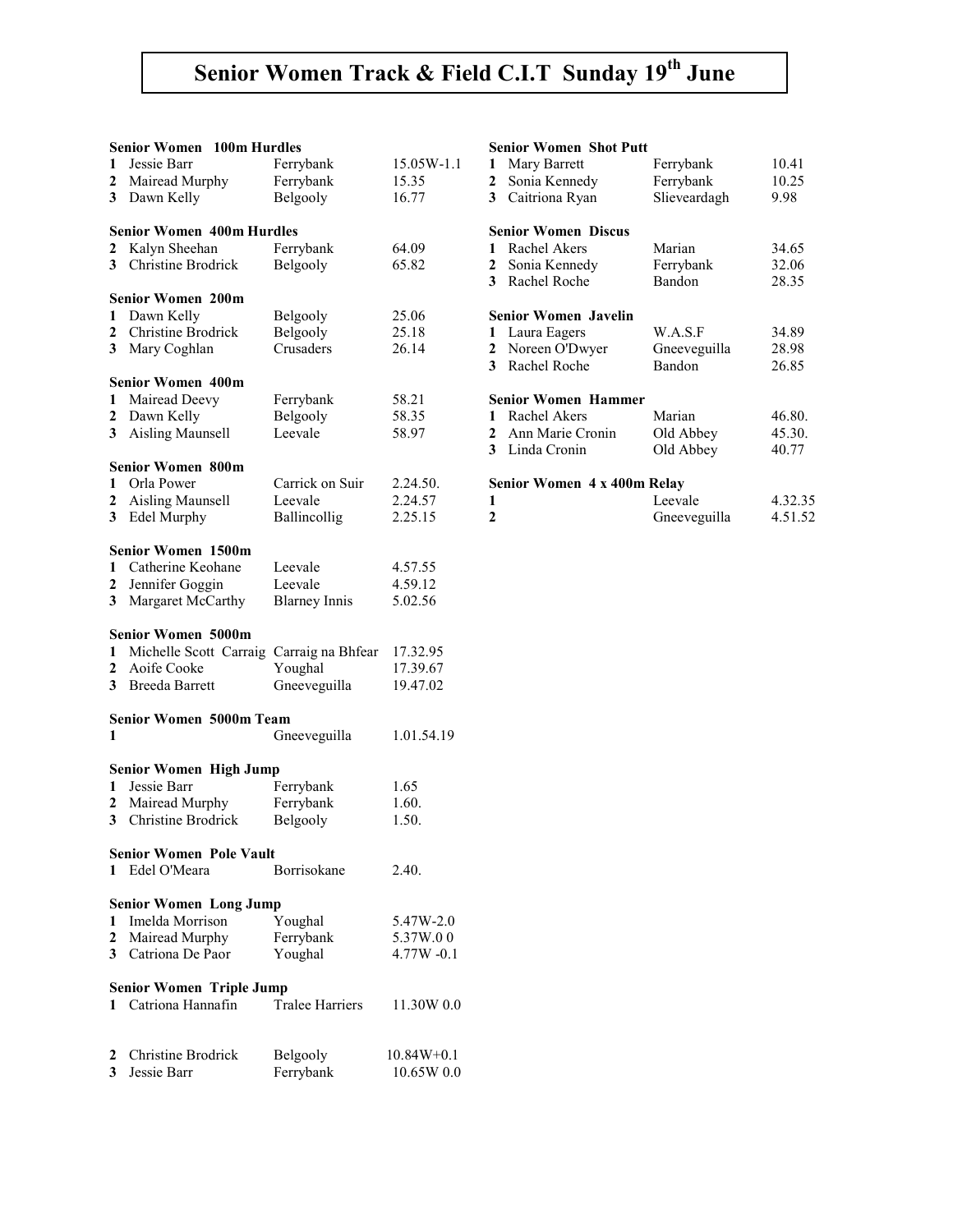# Senior Women Track & Field C.I.T Sunday 19th June

**Senior Women 100m Hurdles**

| | | | |
|---|---|---|---|
| 1 | Jessie Barr | Ferrybank | 15.05W-1.1 |
| 2 | Mairead Murphy | Ferrybank | 15.35 |
| 3 | Dawn Kelly | Belgooly | 16.77 |

**Senior Women 400m Hurdles**

| | | | |
|---|---|---|---|
| 2 | Kalyn Sheehan | Ferrybank | 64.09 |
| 3 | Christine Brodrick | Belgooly | 65.82 |

**Senior Women 200m**

| | | | |
|---|---|---|---|
| 1 | Dawn Kelly | Belgooly | 25.06 |
| 2 | Christine Brodrick | Belgooly | 25.18 |
| 3 | Mary Coghlan | Crusaders | 26.14 |

**Senior Women 400m**

| | | | |
|---|---|---|---|
| 1 | Mairead Deevy | Ferrybank | 58.21 |
| 2 | Dawn Kelly | Belgooly | 58.35 |
| 3 | Aisling Maunsell | Leevale | 58.97 |

**Senior Women 800m**

| | | | |
|---|---|---|---|
| 1 | Orla Power | Carrick on Suir | 2.24.50. |
| 2 | Aisling Maunsell | Leevale | 2.24.57 |
| 3 | Edel Murphy | Ballincollig | 2.25.15 |

**Senior Women 1500m**

| | | | |
|---|---|---|---|
| 1 | Catherine Keohane | Leevale | 4.57.55 |
| 2 | Jennifer Goggin | Leevale | 4.59.12 |
| 3 | Margaret McCarthy | Blarney Innis | 5.02.56 |

**Senior Women 5000m**

| | | | |
|---|---|---|---|
| 1 | Michelle Scott Carraig | Carraig na Bhfear | 17.32.95 |
| 2 | Aoife Cooke | Youghal | 17.39.67 |
| 3 | Breeda Barrett | Gneeveguilla | 19.47.02 |

**Senior Women 5000m Team**

| | | | |
|---|---|---|---|
| 1 | | Gneeveguilla | 1.01.54.19 |

**Senior Women High Jump**

| | | | |
|---|---|---|---|
| 1 | Jessie Barr | Ferrybank | 1.65 |
| 2 | Mairead Murphy | Ferrybank | 1.60. |
| 3 | Christine Brodrick | Belgooly | 1.50. |

**Senior Women Pole Vault**

| | | | |
|---|---|---|---|
| 1 | Edel O'Meara | Borrisokane | 2.40. |

**Senior Women Long Jump**

| | | | |
|---|---|---|---|
| 1 | Imelda Morrison | Youghal | 5.47W-2.0 |
| 2 | Mairead Murphy | Ferrybank | 5.37W.0 0 |
| 3 | Catriona De Paor | Youghal | 4.77W -0.1 |

**Senior Women Triple Jump**

| | | | |
|---|---|---|---|
| 1 | Catriona Hannafin | Tralee Harriers | 11.30W 0.0 |
| 2 | Christine Brodrick | Belgooly | 10.84W+0.1 |
| 3 | Jessie Barr | Ferrybank | 10.65W 0.0 |

**Senior Women Shot Putt**

| | | | |
|---|---|---|---|
| 1 | Mary Barrett | Ferrybank | 10.41 |
| 2 | Sonia Kennedy | Ferrybank | 10.25 |
| 3 | Caitriona Ryan | Slieveardagh | 9.98 |

**Senior Women Discus**

| | | | |
|---|---|---|---|
| 1 | Rachel Akers | Marian | 34.65 |
| 2 | Sonia Kennedy | Ferrybank | 32.06 |
| 3 | Rachel Roche | Bandon | 28.35 |

**Senior Women Javelin**

| | | | |
|---|---|---|---|
| 1 | Laura Eagers | W.A.S.F | 34.89 |
| 2 | Noreen O'Dwyer | Gneeveguilla | 28.98 |
| 3 | Rachel Roche | Bandon | 26.85 |

**Senior Women Hammer**

| | | | |
|---|---|---|---|
| 1 | Rachel Akers | Marian | 46.80. |
| 2 | Ann Marie Cronin | Old Abbey | 45.30. |
| 3 | Linda Cronin | Old Abbey | 40.77 |

**Senior Women 4 x 400m Relay**

| | | | |
|---|---|---|---|
| 1 | | Leevale | 4.32.35 |
| 2 | | Gneeveguilla | 4.51.52 |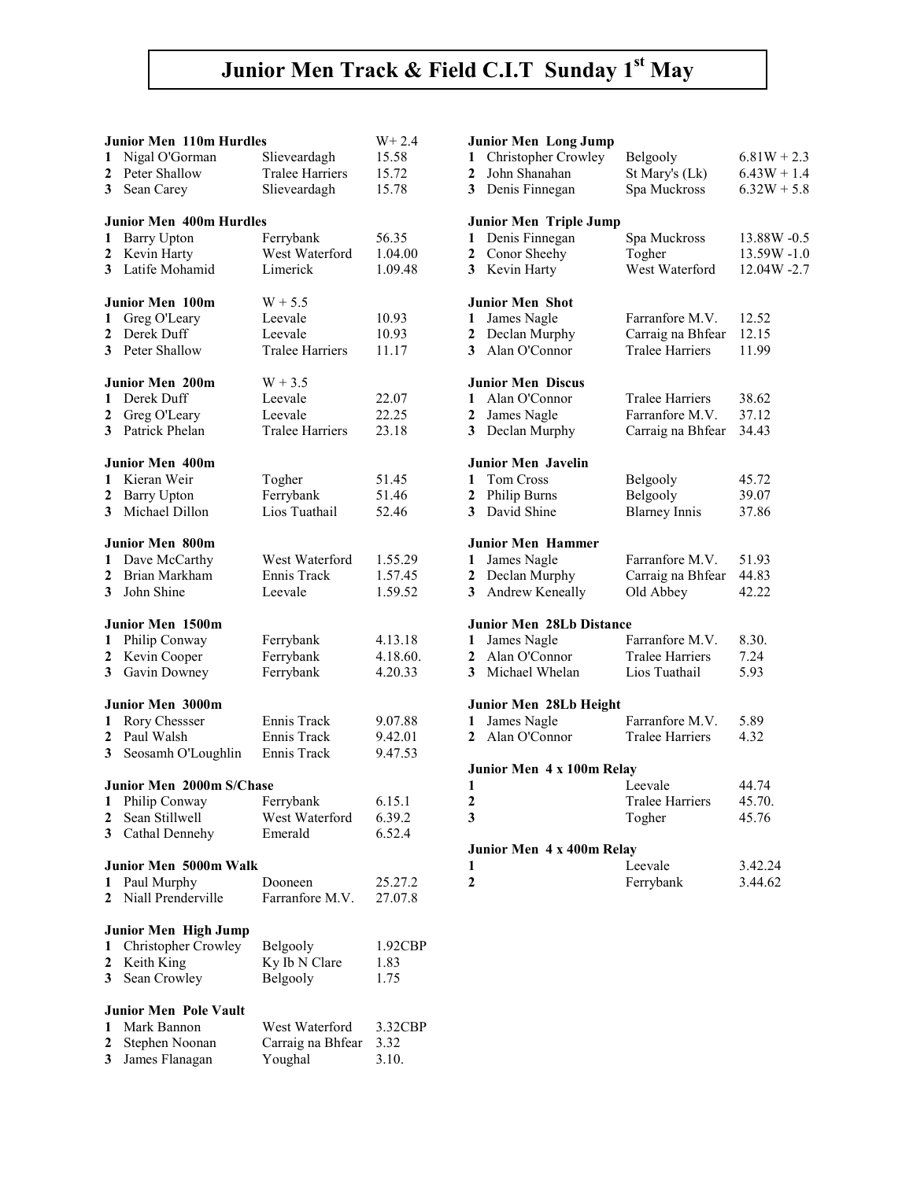# Junior Men Track & Field C.I.T Sunday 1st May

**Junior Men 110m Hurdles** W+ 2.4

| | | | |
|---|---|---|---|
| 1 | Nigal O'Gorman | Slieveardagh | 15.58 |
| 2 | Peter Shallow | Tralee Harriers | 15.72 |
| 3 | Sean Carey | Slieveardagh | 15.78 |

**Junior Men 400m Hurdles**

| | | | |
|---|---|---|---|
| 1 | Barry Upton | Ferrybank | 56.35 |
| 2 | Kevin Harty | West Waterford | 1.04.00 |
| 3 | Latife Mohamid | Limerick | 1.09.48 |

**Junior Men 100m** W + 5.5

| | | | |
|---|---|---|---|
| 1 | Greg O'Leary | Leevale | 10.93 |
| 2 | Derek Duff | Leevale | 10.93 |
| 3 | Peter Shallow | Tralee Harriers | 11.17 |

**Junior Men 200m** W + 3.5

| | | | |
|---|---|---|---|
| 1 | Derek Duff | Leevale | 22.07 |
| 2 | Greg O'Leary | Leevale | 22.25 |
| 3 | Patrick Phelan | Tralee Harriers | 23.18 |

**Junior Men 400m**

| | | | |
|---|---|---|---|
| 1 | Kieran Weir | Togher | 51.45 |
| 2 | Barry Upton | Ferrybank | 51.46 |
| 3 | Michael Dillon | Lios Tuathail | 52.46 |

**Junior Men 800m**

| | | | |
|---|---|---|---|
| 1 | Dave McCarthy | West Waterford | 1.55.29 |
| 2 | Brian Markham | Ennis Track | 1.57.45 |
| 3 | John Shine | Leevale | 1.59.52 |

**Junior Men 1500m**

| | | | |
|---|---|---|---|
| 1 | Philip Conway | Ferrybank | 4.13.18 |
| 2 | Kevin Cooper | Ferrybank | 4.18.60. |
| 3 | Gavin Downey | Ferrybank | 4.20.33 |

**Junior Men 3000m**

| | | | |
|---|---|---|---|
| 1 | Rory Chessser | Ennis Track | 9.07.88 |
| 2 | Paul Walsh | Ennis Track | 9.42.01 |
| 3 | Seosamh O'Loughlin | Ennis Track | 9.47.53 |

**Junior Men 2000m S/Chase**

| | | | |
|---|---|---|---|
| 1 | Philip Conway | Ferrybank | 6.15.1 |
| 2 | Sean Stillwell | West Waterford | 6.39.2 |
| 3 | Cathal Dennehy | Emerald | 6.52.4 |

**Junior Men 5000m Walk**

| | | | |
|---|---|---|---|
| 1 | Paul Murphy | Dooneen | 25.27.2 |
| 2 | Niall Prenderville | Farranfore M.V. | 27.07.8 |

**Junior Men High Jump**

| | | | |
|---|---|---|---|
| 1 | Christopher Crowley | Belgooly | 1.92CBP |
| 2 | Keith King | Ky Ib N Clare | 1.83 |
| 3 | Sean Crowley | Belgooly | 1.75 |

**Junior Men Pole Vault**

| | | | |
|---|---|---|---|
| 1 | Mark Bannon | West Waterford | 3.32CBP |
| 2 | Stephen Noonan | Carraig na Bhfear | 3.32 |
| 3 | James Flanagan | Youghal | 3.10. |

**Junior Men Long Jump**

| | | | |
|---|---|---|---|
| 1 | Christopher Crowley | Belgooly | 6.81W + 2.3 |
| 2 | John Shanahan | St Mary's (Lk) | 6.43W + 1.4 |
| 3 | Denis Finnegan | Spa Muckross | 6.32W + 5.8 |

**Junior Men Triple Jump**

| | | | |
|---|---|---|---|
| 1 | Denis Finnegan | Spa Muckross | 13.88W -0.5 |
| 2 | Conor Sheehy | Togher | 13.59W -1.0 |
| 3 | Kevin Harty | West Waterford | 12.04W -2.7 |

**Junior Men Shot**

| | | | |
|---|---|---|---|
| 1 | James Nagle | Farranfore M.V. | 12.52 |
| 2 | Declan Murphy | Carraig na Bhfear | 12.15 |
| 3 | Alan O'Connor | Tralee Harriers | 11.99 |

**Junior Men Discus**

| | | | |
|---|---|---|---|
| 1 | Alan O'Connor | Tralee Harriers | 38.62 |
| 2 | James Nagle | Farranfore M.V. | 37.12 |
| 3 | Declan Murphy | Carraig na Bhfear | 34.43 |

**Junior Men Javelin**

| | | | |
|---|---|---|---|
| 1 | Tom Cross | Belgooly | 45.72 |
| 2 | Philip Burns | Belgooly | 39.07 |
| 3 | David Shine | Blarney Innis | 37.86 |

**Junior Men Hammer**

| | | | |
|---|---|---|---|
| 1 | James Nagle | Farranfore M.V. | 51.93 |
| 2 | Declan Murphy | Carraig na Bhfear | 44.83 |
| 3 | Andrew Keneally | Old Abbey | 42.22 |

**Junior Men 28Lb Distance**

| | | | |
|---|---|---|---|
| 1 | James Nagle | Farranfore M.V. | 8.30. |
| 2 | Alan O'Connor | Tralee Harriers | 7.24 |
| 3 | Michael Whelan | Lios Tuathail | 5.93 |

**Junior Men 28Lb Height**

| | | | |
|---|---|---|---|
| 1 | James Nagle | Farranfore M.V. | 5.89 |
| 2 | Alan O'Connor | Tralee Harriers | 4.32 |

**Junior Men 4 x 100m Relay**

| | | | |
|---|---|---|---|
| 1 | | Leevale | 44.74 |
| 2 | | Tralee Harriers | 45.70. |
| 3 | | Togher | 45.76 |

**Junior Men 4 x 400m Relay**

| | | | |
|---|---|---|---|
| 1 | | Leevale | 3.42.24 |
| 2 | | Ferrybank | 3.44.62 |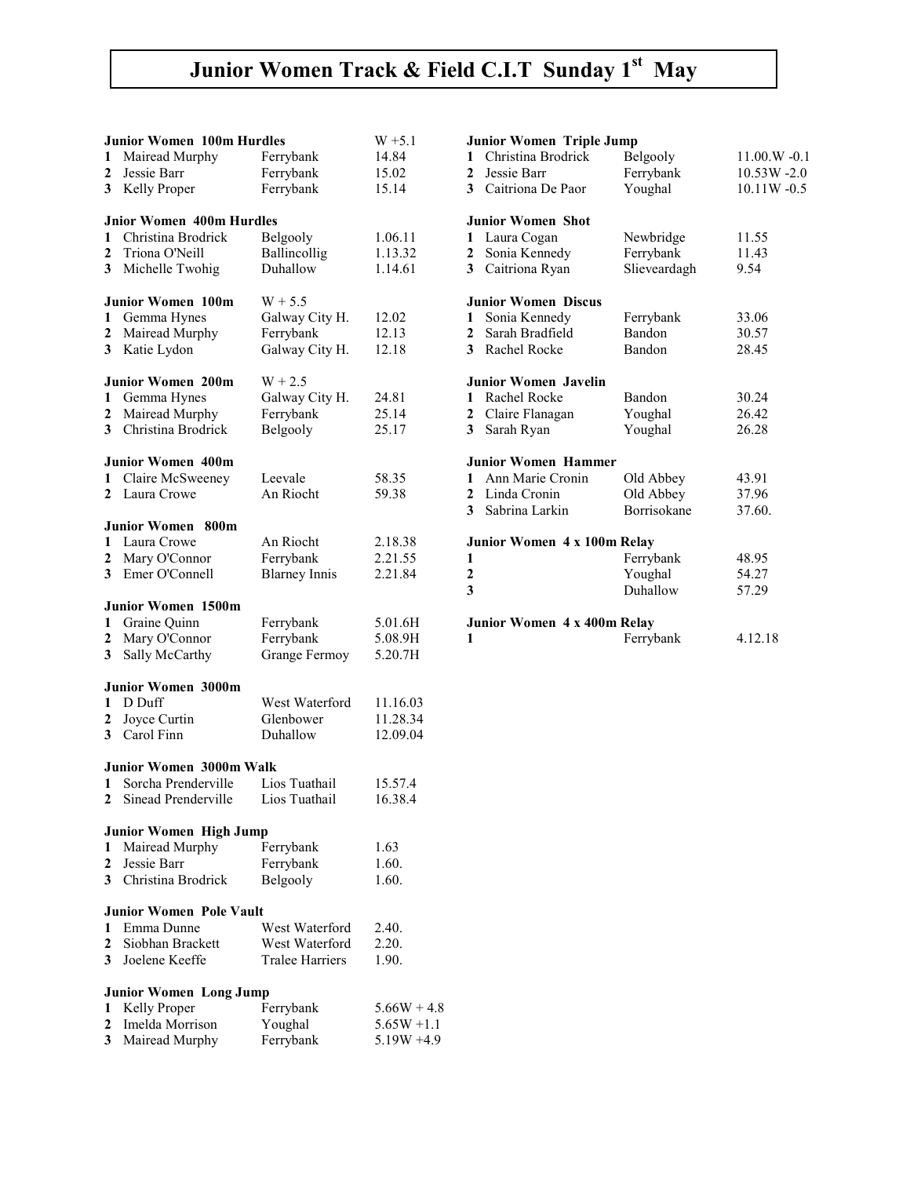# Junior Women Track & Field C.I.T Sunday 1st May

**Junior Women 100m Hurdles** W +5.1

| | | | |
|---|---|---|---|
| 1 | Mairead Murphy | Ferrybank | 14.84 |
| 2 | Jessie Barr | Ferrybank | 15.02 |
| 3 | Kelly Proper | Ferrybank | 15.14 |

**Jnior Women 400m Hurdles**

| | | | |
|---|---|---|---|
| 1 | Christina Brodrick | Belgooly | 1.06.11 |
| 2 | Triona O'Neill | Ballincollig | 1.13.32 |
| 3 | Michelle Twohig | Duhallow | 1.14.61 |

**Junior Women 100m** W + 5.5

| | | | |
|---|---|---|---|
| 1 | Gemma Hynes | Galway City H. | 12.02 |
| 2 | Mairead Murphy | Ferrybank | 12.13 |
| 3 | Katie Lydon | Galway City H. | 12.18 |

**Junior Women 200m** W + 2.5

| | | | |
|---|---|---|---|
| 1 | Gemma Hynes | Galway City H. | 24.81 |
| 2 | Mairead Murphy | Ferrybank | 25.14 |
| 3 | Christina Brodrick | Belgooly | 25.17 |

**Junior Women 400m**

| | | | |
|---|---|---|---|
| 1 | Claire McSweeney | Leevale | 58.35 |
| 2 | Laura Crowe | An Riocht | 59.38 |

**Junior Women 800m**

| | | | |
|---|---|---|---|
| 1 | Laura Crowe | An Riocht | 2.18.38 |
| 2 | Mary O'Connor | Ferrybank | 2.21.55 |
| 3 | Emer O'Connell | Blarney Innis | 2.21.84 |

**Junior Women 1500m**

| | | | |
|---|---|---|---|
| 1 | Graine Quinn | Ferrybank | 5.01.6H |
| 2 | Mary O'Connor | Ferrybank | 5.08.9H |
| 3 | Sally McCarthy | Grange Fermoy | 5.20.7H |

**Junior Women 3000m**

| | | | |
|---|---|---|---|
| 1 | D Duff | West Waterford | 11.16.03 |
| 2 | Joyce Curtin | Glenbower | 11.28.34 |
| 3 | Carol Finn | Duhallow | 12.09.04 |

**Junior Women 3000m Walk**

| | | | |
|---|---|---|---|
| 1 | Sorcha Prenderville | Lios Tuathail | 15.57.4 |
| 2 | Sinead Prenderville | Lios Tuathail | 16.38.4 |

**Junior Women High Jump**

| | | | |
|---|---|---|---|
| 1 | Mairead Murphy | Ferrybank | 1.63 |
| 2 | Jessie Barr | Ferrybank | 1.60. |
| 3 | Christina Brodrick | Belgooly | 1.60. |

**Junior Women Pole Vault**

| | | | |
|---|---|---|---|
| 1 | Emma Dunne | West Waterford | 2.40. |
| 2 | Siobhan Brackett | West Waterford | 2.20. |
| 3 | Joelene Keeffe | Tralee Harriers | 1.90. |

**Junior Women Long Jump**

| | | | |
|---|---|---|---|
| 1 | Kelly Proper | Ferrybank | 5.66W + 4.8 |
| 2 | Imelda Morrison | Youghal | 5.65W +1.1 |
| 3 | Mairead Murphy | Ferrybank | 5.19W +4.9 |

**Junior Women Triple Jump**

| | | | |
|---|---|---|---|
| 1 | Christina Brodrick | Belgooly | 11.00.W -0.1 |
| 2 | Jessie Barr | Ferrybank | 10.53W -2.0 |
| 3 | Caitriona De Paor | Youghal | 10.11W -0.5 |

**Junior Women Shot**

| | | | |
|---|---|---|---|
| 1 | Laura Cogan | Newbridge | 11.55 |
| 2 | Sonia Kennedy | Ferrybank | 11.43 |
| 3 | Caitriona Ryan | Slieveardagh | 9.54 |

**Junior Women Discus**

| | | | |
|---|---|---|---|
| 1 | Sonia Kennedy | Ferrybank | 33.06 |
| 2 | Sarah Bradfield | Bandon | 30.57 |
| 3 | Rachel Rocke | Bandon | 28.45 |

**Junior Women Javelin**

| | | | |
|---|---|---|---|
| 1 | Rachel Rocke | Bandon | 30.24 |
| 2 | Claire Flanagan | Youghal | 26.42 |
| 3 | Sarah Ryan | Youghal | 26.28 |

**Junior Women Hammer**

| | | | |
|---|---|---|---|
| 1 | Ann Marie Cronin | Old Abbey | 43.91 |
| 2 | Linda Cronin | Old Abbey | 37.96 |
| 3 | Sabrina Larkin | Borrisokane | 37.60. |

**Junior Women 4 x 100m Relay**

| | | |
|---|---|---|
| 1 | Ferrybank | 48.95 |
| 2 | Youghal | 54.27 |
| 3 | Duhallow | 57.29 |

**Junior Women 4 x 400m Relay**

| | | |
|---|---|---|
| 1 | Ferrybank | 4.12.18 |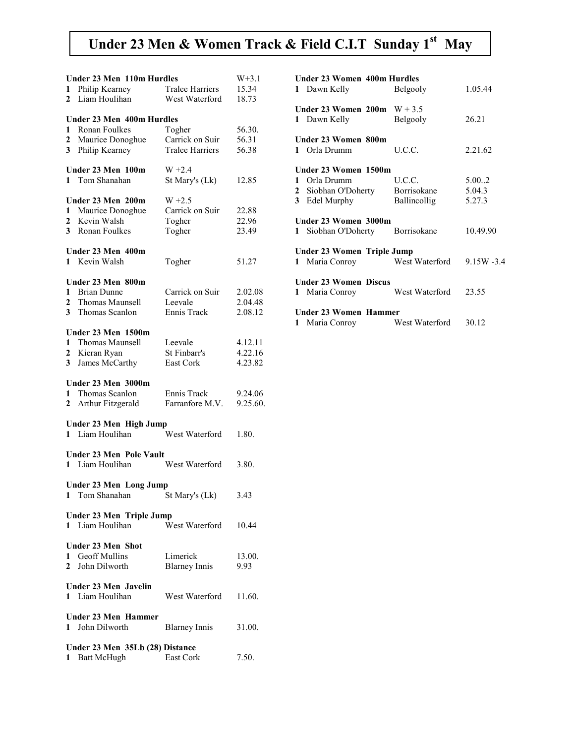# Under 23 Men & Women Track & Field C.I.T Sunday 1st May

**Under 23 Men 110m Hurdles** W+3.1

| | | | |
|---|---|---|---|
| 1 | Philip Kearney | Tralee Harriers | 15.34 |
| 2 | Liam Houlihan | West Waterford | 18.73 |

**Under 23 Men 400m Hurdles**

| | | | |
|---|---|---|---|
| 1 | Ronan Foulkes | Togher | 56.30. |
| 2 | Maurice Donoghue | Carrick on Suir | 56.31 |
| 3 | Philip Kearney | Tralee Harriers | 56.38 |

**Under 23 Men 100m** W +2.4

| | | | |
|---|---|---|---|
| 1 | Tom Shanahan | St Mary's (Lk) | 12.85 |

**Under 23 Men 200m** W +2.5

| | | | |
|---|---|---|---|
| 1 | Maurice Donoghue | Carrick on Suir | 22.88 |
| 2 | Kevin Walsh | Togher | 22.96 |
| 3 | Ronan Foulkes | Togher | 23.49 |

**Under 23 Men 400m**

| | | | |
|---|---|---|---|
| 1 | Kevin Walsh | Togher | 51.27 |

**Under 23 Men 800m**

| | | | |
|---|---|---|---|
| 1 | Brian Dunne | Carrick on Suir | 2.02.08 |
| 2 | Thomas Maunsell | Leevale | 2.04.48 |
| 3 | Thomas Scanlon | Ennis Track | 2.08.12 |

**Under 23 Men 1500m**

| | | | |
|---|---|---|---|
| 1 | Thomas Maunsell | Leevale | 4.12.11 |
| 2 | Kieran Ryan | St Finbarr's | 4.22.16 |
| 3 | James McCarthy | East Cork | 4.23.82 |

**Under 23 Men 3000m**

| | | | |
|---|---|---|---|
| 1 | Thomas Scanlon | Ennis Track | 9.24.06 |
| 2 | Arthur Fitzgerald | Farranfore M.V. | 9.25.60. |

**Under 23 Men High Jump**

| | | | |
|---|---|---|---|
| 1 | Liam Houlihan | West Waterford | 1.80. |

**Under 23 Men Pole Vault**

| | | | |
|---|---|---|---|
| 1 | Liam Houlihan | West Waterford | 3.80. |

**Under 23 Men Long Jump**

| | | | |
|---|---|---|---|
| 1 | Tom Shanahan | St Mary's (Lk) | 3.43 |

**Under 23 Men Triple Jump**

| | | | |
|---|---|---|---|
| 1 | Liam Houlihan | West Waterford | 10.44 |

**Under 23 Men Shot**

| | | | |
|---|---|---|---|
| 1 | Geoff Mullins | Limerick | 13.00. |
| 2 | John Dilworth | Blarney Innis | 9.93 |

**Under 23 Men Javelin**

| | | | |
|---|---|---|---|
| 1 | Liam Houlihan | West Waterford | 11.60. |

**Under 23 Men Hammer**

| | | | |
|---|---|---|---|
| 1 | John Dilworth | Blarney Innis | 31.00. |

**Under 23 Men 35Lb (28) Distance**

| | | | |
|---|---|---|---|
| 1 | Batt McHugh | East Cork | 7.50. |

**Under 23 Women 400m Hurdles**

| | | | |
|---|---|---|---|
| 1 | Dawn Kelly | Belgooly | 1.05.44 |

**Under 23 Women 200m** W + 3.5

| | | | |
|---|---|---|---|
| 1 | Dawn Kelly | Belgooly | 26.21 |

**Under 23 Women 800m**

| | | | |
|---|---|---|---|
| 1 | Orla Drumm | U.C.C. | 2.21.62 |

**Under 23 Women 1500m**

| | | | |
|---|---|---|---|
| 1 | Orla Drumm | U.C.C. | 5.00..2 |
| 2 | Siobhan O'Doherty | Borrisokane | 5.04.3 |
| 3 | Edel Murphy | Ballincollig | 5.27.3 |

**Under 23 Women 3000m**

| | | | |
|---|---|---|---|
| 1 | Siobhan O'Doherty | Borrisokane | 10.49.90 |

**Under 23 Women Triple Jump**

| | | | |
|---|---|---|---|
| 1 | Maria Conroy | West Waterford | 9.15W -3.4 |

**Under 23 Women Discus**

| | | | |
|---|---|---|---|
| 1 | Maria Conroy | West Waterford | 23.55 |

**Under 23 Women Hammer**

| | | | |
|---|---|---|---|
| 1 | Maria Conroy | West Waterford | 30.12 |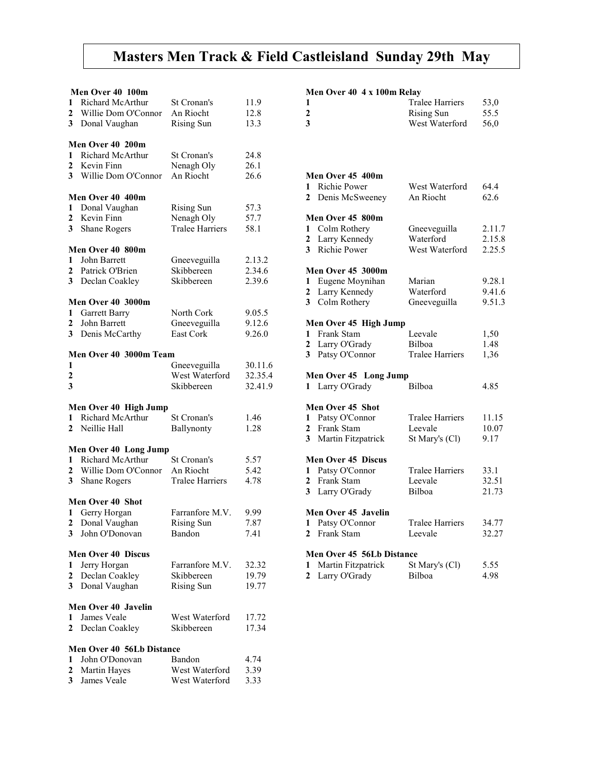# Masters Men Track & Field Castleisland Sunday 29th May

**Men Over 40 100m**

| | | | |
|---|---|---|---|
| 1 | Richard McArthur | St Cronan's | 11.9 |
| 2 | Willie Dom O'Connor | An Riocht | 12.8 |
| 3 | Donal Vaughan | Rising Sun | 13.3 |

**Men Over 40 200m**

| | | | |
|---|---|---|---|
| 1 | Richard McArthur | St Cronan's | 24.8 |
| 2 | Kevin Finn | Nenagh Oly | 26.1 |
| 3 | Willie Dom O'Connor | An Riocht | 26.6 |

**Men Over 40 400m**

| | | | |
|---|---|---|---|
| 1 | Donal Vaughan | Rising Sun | 57.3 |
| 2 | Kevin Finn | Nenagh Oly | 57.7 |
| 3 | Shane Rogers | Tralee Harriers | 58.1 |

**Men Over 40 800m**

| | | | |
|---|---|---|---|
| 1 | John Barrett | Gneeveguilla | 2.13.2 |
| 2 | Patrick O'Brien | Skibbereen | 2.34.6 |
| 3 | Declan Coakley | Skibbereen | 2.39.6 |

**Men Over 40 3000m**

| | | | |
|---|---|---|---|
| 1 | Garrett Barry | North Cork | 9.05.5 |
| 2 | John Barrett | Gneeveguilla | 9.12.6 |
| 3 | Denis McCarthy | East Cork | 9.26.0 |

**Men Over 40 3000m Team**

| | | | |
|---|---|---|---|
| 1 | | Gneeveguilla | 30.11.6 |
| 2 | | West Waterford | 32.35.4 |
| 3 | | Skibbereen | 32.41.9 |

**Men Over 40 High Jump**

| | | | |
|---|---|---|---|
| 1 | Richard McArthur | St Cronan's | 1.46 |
| 2 | Neillie Hall | Ballynonty | 1.28 |

**Men Over 40 Long Jump**

| | | | |
|---|---|---|---|
| 1 | Richard McArthur | St Cronan's | 5.57 |
| 2 | Willie Dom O'Connor | An Riocht | 5.42 |
| 3 | Shane Rogers | Tralee Harriers | 4.78 |

**Men Over 40 Shot**

| | | | |
|---|---|---|---|
| 1 | Gerry Horgan | Farranfore M.V. | 9.99 |
| 2 | Donal Vaughan | Rising Sun | 7.87 |
| 3 | John O'Donovan | Bandon | 7.41 |

**Men Over 40 Discus**

| | | | |
|---|---|---|---|
| 1 | Jerry Horgan | Farranfore M.V. | 32.32 |
| 2 | Declan Coakley | Skibbereen | 19.79 |
| 3 | Donal Vaughan | Rising Sun | 19.77 |

**Men Over 40 Javelin**

| | | | |
|---|---|---|---|
| 1 | James Veale | West Waterford | 17.72 |
| 2 | Declan Coakley | Skibbereen | 17.34 |

**Men Over 40 56Lb Distance**

| | | | |
|---|---|---|---|
| 1 | John O'Donovan | Bandon | 4.74 |
| 2 | Martin Hayes | West Waterford | 3.39 |
| 3 | James Veale | West Waterford | 3.33 |

**Men Over 40 4 x 100m Relay**

| | | | |
|---|---|---|---|
| 1 | | Tralee Harriers | 53,0 |
| 2 | | Rising Sun | 55.5 |
| 3 | | West Waterford | 56,0 |

**Men Over 45 400m**

| | | | |
|---|---|---|---|
| 1 | Richie Power | West Waterford | 64.4 |
| 2 | Denis McSweeney | An Riocht | 62.6 |

**Men Over 45 800m**

| | | | |
|---|---|---|---|
| 1 | Colm Rothery | Gneeveguilla | 2.11.7 |
| 2 | Larry Kennedy | Waterford | 2.15.8 |
| 3 | Richie Power | West Waterford | 2.25.5 |

**Men Over 45 3000m**

| | | | |
|---|---|---|---|
| 1 | Eugene Moynihan | Marian | 9.28.1 |
| 2 | Larry Kennedy | Waterford | 9.41.6 |
| 3 | Colm Rothery | Gneeveguilla | 9.51.3 |

**Men Over 45 High Jump**

| | | | |
|---|---|---|---|
| 1 | Frank Stam | Leevale | 1,50 |
| 2 | Larry O'Grady | Bilboa | 1.48 |
| 3 | Patsy O'Connor | Tralee Harriers | 1,36 |

**Men Over 45 Long Jump**

| | | | |
|---|---|---|---|
| 1 | Larry O'Grady | Bilboa | 4.85 |

**Men Over 45 Shot**

| | | | |
|---|---|---|---|
| 1 | Patsy O'Connor | Tralee Harriers | 11.15 |
| 2 | Frank Stam | Leevale | 10.07 |
| 3 | Martin Fitzpatrick | St Mary's (Cl) | 9.17 |

**Men Over 45 Discus**

| | | | |
|---|---|---|---|
| 1 | Patsy O'Connor | Tralee Harriers | 33.1 |
| 2 | Frank Stam | Leevale | 32.51 |
| 3 | Larry O'Grady | Bilboa | 21.73 |

**Men Over 45 Javelin**

| | | | |
|---|---|---|---|
| 1 | Patsy O'Connor | Tralee Harriers | 34.77 |
| 2 | Frank Stam | Leevale | 32.27 |

**Men Over 45 56Lb Distance**

| | | | |
|---|---|---|---|
| 1 | Martin Fitzpatrick | St Mary's (Cl) | 5.55 |
| 2 | Larry O'Grady | Bilboa | 4.98 |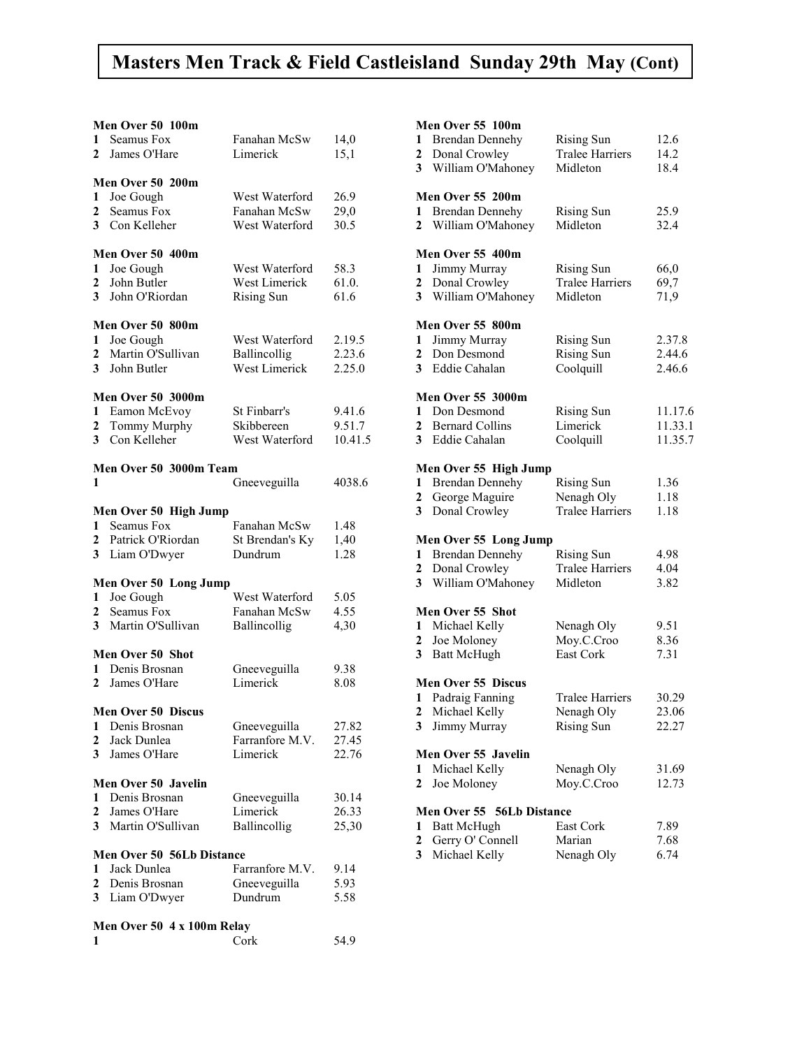# Masters Men Track & Field Castleisland Sunday 29th May (Cont)

**Men Over 50 100m**

| | | | |
|---|---|---|---|
| 1 | Seamus Fox | Fanahan McSw | 14,0 |
| 2 | James O'Hare | Limerick | 15,1 |

**Men Over 50 200m**

| | | | |
|---|---|---|---|
| 1 | Joe Gough | West Waterford | 26.9 |
| 2 | Seamus Fox | Fanahan McSw | 29,0 |
| 3 | Con Kelleher | West Waterford | 30.5 |

**Men Over 50 400m**

| | | | |
|---|---|---|---|
| 1 | Joe Gough | West Waterford | 58.3 |
| 2 | John Butler | West Limerick | 61.0. |
| 3 | John O'Riordan | Rising Sun | 61.6 |

**Men Over 50 800m**

| | | | |
|---|---|---|---|
| 1 | Joe Gough | West Waterford | 2.19.5 |
| 2 | Martin O'Sullivan | Ballincollig | 2.23.6 |
| 3 | John Butler | West Limerick | 2.25.0 |

**Men Over 50 3000m**

| | | | |
|---|---|---|---|
| 1 | Eamon McEvoy | St Finbarr's | 9.41.6 |
| 2 | Tommy Murphy | Skibbereen | 9.51.7 |
| 3 | Con Kelleher | West Waterford | 10.41.5 |

**Men Over 50 3000m Team**

| | | | |
|---|---|---|---|
| 1 | | Gneeveguilla | 4038.6 |

**Men Over 50 High Jump**

| | | | |
|---|---|---|---|
| 1 | Seamus Fox | Fanahan McSw | 1.48 |
| 2 | Patrick O'Riordan | St Brendan's Ky | 1,40 |
| 3 | Liam O'Dwyer | Dundrum | 1.28 |

**Men Over 50 Long Jump**

| | | | |
|---|---|---|---|
| 1 | Joe Gough | West Waterford | 5.05 |
| 2 | Seamus Fox | Fanahan McSw | 4.55 |
| 3 | Martin O'Sullivan | Ballincollig | 4,30 |

**Men Over 50 Shot**

| | | | |
|---|---|---|---|
| 1 | Denis Brosnan | Gneeveguilla | 9.38 |
| 2 | James O'Hare | Limerick | 8.08 |

**Men Over 50 Discus**

| | | | |
|---|---|---|---|
| 1 | Denis Brosnan | Gneeveguilla | 27.82 |
| 2 | Jack Dunlea | Farranfore M.V. | 27.45 |
| 3 | James O'Hare | Limerick | 22.76 |

**Men Over 50 Javelin**

| | | | |
|---|---|---|---|
| 1 | Denis Brosnan | Gneeveguilla | 30.14 |
| 2 | James O'Hare | Limerick | 26.33 |
| 3 | Martin O'Sullivan | Ballincollig | 25,30 |

**Men Over 50 56Lb Distance**

| | | | |
|---|---|---|---|
| 1 | Jack Dunlea | Farranfore M.V. | 9.14 |
| 2 | Denis Brosnan | Gneeveguilla | 5.93 |
| 3 | Liam O'Dwyer | Dundrum | 5.58 |

**Men Over 50 4 x 100m Relay**

| | | | |
|---|---|---|---|
| 1 | | Cork | 54.9 |

**Men Over 55 100m**

| | | | |
|---|---|---|---|
| 1 | Brendan Dennehy | Rising Sun | 12.6 |
| 2 | Donal Crowley | Tralee Harriers | 14.2 |
| 3 | William O'Mahoney | Midleton | 18.4 |

**Men Over 55 200m**

| | | | |
|---|---|---|---|
| 1 | Brendan Dennehy | Rising Sun | 25.9 |
| 2 | William O'Mahoney | Midleton | 32.4 |

**Men Over 55 400m**

| | | | |
|---|---|---|---|
| 1 | Jimmy Murray | Rising Sun | 66,0 |
| 2 | Donal Crowley | Tralee Harriers | 69,7 |
| 3 | William O'Mahoney | Midleton | 71,9 |

**Men Over 55 800m**

| | | | |
|---|---|---|---|
| 1 | Jimmy Murray | Rising Sun | 2.37.8 |
| 2 | Don Desmond | Rising Sun | 2.44.6 |
| 3 | Eddie Cahalan | Coolquill | 2.46.6 |

**Men Over 55 3000m**

| | | | |
|---|---|---|---|
| 1 | Don Desmond | Rising Sun | 11.17.6 |
| 2 | Bernard Collins | Limerick | 11.33.1 |
| 3 | Eddie Cahalan | Coolquill | 11.35.7 |

**Men Over 55 High Jump**

| | | | |
|---|---|---|---|
| 1 | Brendan Dennehy | Rising Sun | 1.36 |
| 2 | George Maguire | Nenagh Oly | 1.18 |
| 3 | Donal Crowley | Tralee Harriers | 1.18 |

**Men Over 55 Long Jump**

| | | | |
|---|---|---|---|
| 1 | Brendan Dennehy | Rising Sun | 4.98 |
| 2 | Donal Crowley | Tralee Harriers | 4.04 |
| 3 | William O'Mahoney | Midleton | 3.82 |

**Men Over 55 Shot**

| | | | |
|---|---|---|---|
| 1 | Michael Kelly | Nenagh Oly | 9.51 |
| 2 | Joe Moloney | Moy.C.Croo | 8.36 |
| 3 | Batt McHugh | East Cork | 7.31 |

**Men Over 55 Discus**

| | | | |
|---|---|---|---|
| 1 | Padraig Fanning | Tralee Harriers | 30.29 |
| 2 | Michael Kelly | Nenagh Oly | 23.06 |
| 3 | Jimmy Murray | Rising Sun | 22.27 |

**Men Over 55 Javelin**

| | | | |
|---|---|---|---|
| 1 | Michael Kelly | Nenagh Oly | 31.69 |
| 2 | Joe Moloney | Moy.C.Croo | 12.73 |

**Men Over 55 56Lb Distance**

| | | | |
|---|---|---|---|
| 1 | Batt McHugh | East Cork | 7.89 |
| 2 | Gerry O' Connell | Marian | 7.68 |
| 3 | Michael Kelly | Nenagh Oly | 6.74 |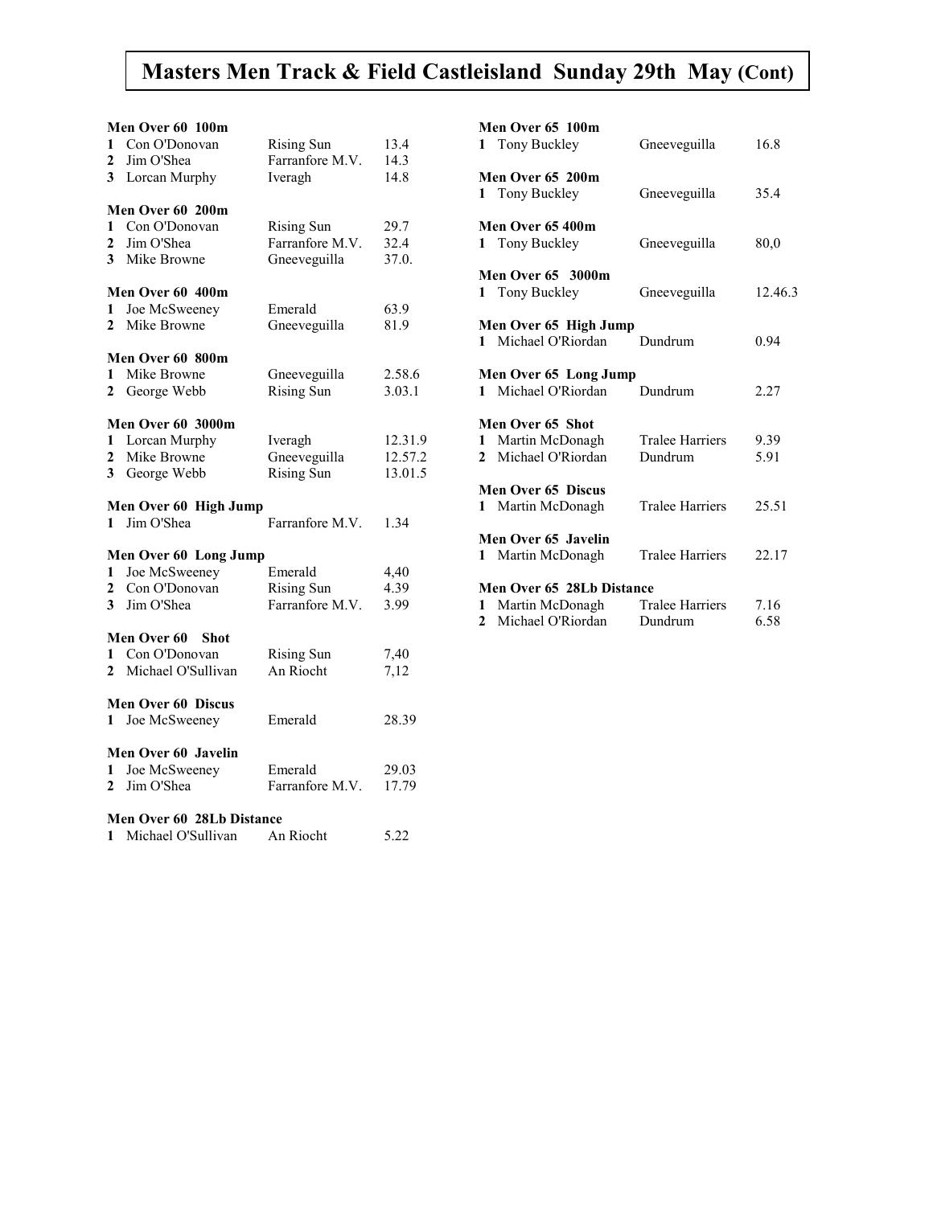# Masters Men Track & Field Castleisland Sunday 29th May (Cont)

**Men Over 60 100m**

| | | | |
|---|---|---|---|
| 1 | Con O'Donovan | Rising Sun | 13.4 |
| 2 | Jim O'Shea | Farranfore M.V. | 14.3 |
| 3 | Lorcan Murphy | Iveragh | 14.8 |

**Men Over 60 200m**

| | | | |
|---|---|---|---|
| 1 | Con O'Donovan | Rising Sun | 29.7 |
| 2 | Jim O'Shea | Farranfore M.V. | 32.4 |
| 3 | Mike Browne | Gneeveguilla | 37.0. |

**Men Over 60 400m**

| | | | |
|---|---|---|---|
| 1 | Joe McSweeney | Emerald | 63.9 |
| 2 | Mike Browne | Gneeveguilla | 81.9 |

**Men Over 60 800m**

| | | | |
|---|---|---|---|
| 1 | Mike Browne | Gneeveguilla | 2.58.6 |
| 2 | George Webb | Rising Sun | 3.03.1 |

**Men Over 60 3000m**

| | | | |
|---|---|---|---|
| 1 | Lorcan Murphy | Iveragh | 12.31.9 |
| 2 | Mike Browne | Gneeveguilla | 12.57.2 |
| 3 | George Webb | Rising Sun | 13.01.5 |

**Men Over 60 High Jump**

| | | | |
|---|---|---|---|
| 1 | Jim O'Shea | Farranfore M.V. | 1.34 |

**Men Over 60 Long Jump**

| | | | |
|---|---|---|---|
| 1 | Joe McSweeney | Emerald | 4,40 |
| 2 | Con O'Donovan | Rising Sun | 4.39 |
| 3 | Jim O'Shea | Farranfore M.V. | 3.99 |

**Men Over 60 Shot**

| | | | |
|---|---|---|---|
| 1 | Con O'Donovan | Rising Sun | 7,40 |
| 2 | Michael O'Sullivan | An Riocht | 7,12 |

**Men Over 60 Discus**

| | | | |
|---|---|---|---|
| 1 | Joe McSweeney | Emerald | 28.39 |

**Men Over 60 Javelin**

| | | | |
|---|---|---|---|
| 1 | Joe McSweeney | Emerald | 29.03 |
| 2 | Jim O'Shea | Farranfore M.V. | 17.79 |

**Men Over 60 28Lb Distance**

| | | | |
|---|---|---|---|
| 1 | Michael O'Sullivan | An Riocht | 5.22 |

**Men Over 65 100m**

| | | | |
|---|---|---|---|
| 1 | Tony Buckley | Gneeveguilla | 16.8 |

**Men Over 65 200m**

| | | | |
|---|---|---|---|
| 1 | Tony Buckley | Gneeveguilla | 35.4 |

**Men Over 65 400m**

| | | | |
|---|---|---|---|
| 1 | Tony Buckley | Gneeveguilla | 80,0 |

**Men Over 65 3000m**

| | | | |
|---|---|---|---|
| 1 | Tony Buckley | Gneeveguilla | 12.46.3 |

**Men Over 65 High Jump**

| | | | |
|---|---|---|---|
| 1 | Michael O'Riordan | Dundrum | 0.94 |

**Men Over 65 Long Jump**

| | | | |
|---|---|---|---|
| 1 | Michael O'Riordan | Dundrum | 2.27 |

**Men Over 65 Shot**

| | | | |
|---|---|---|---|
| 1 | Martin McDonagh | Tralee Harriers | 9.39 |
| 2 | Michael O'Riordan | Dundrum | 5.91 |

**Men Over 65 Discus**

| | | | |
|---|---|---|---|
| 1 | Martin McDonagh | Tralee Harriers | 25.51 |

**Men Over 65 Javelin**

| | | | |
|---|---|---|---|
| 1 | Martin McDonagh | Tralee Harriers | 22.17 |

**Men Over 65 28Lb Distance**

| | | | |
|---|---|---|---|
| 1 | Martin McDonagh | Tralee Harriers | 7.16 |
| 2 | Michael O'Riordan | Dundrum | 6.58 |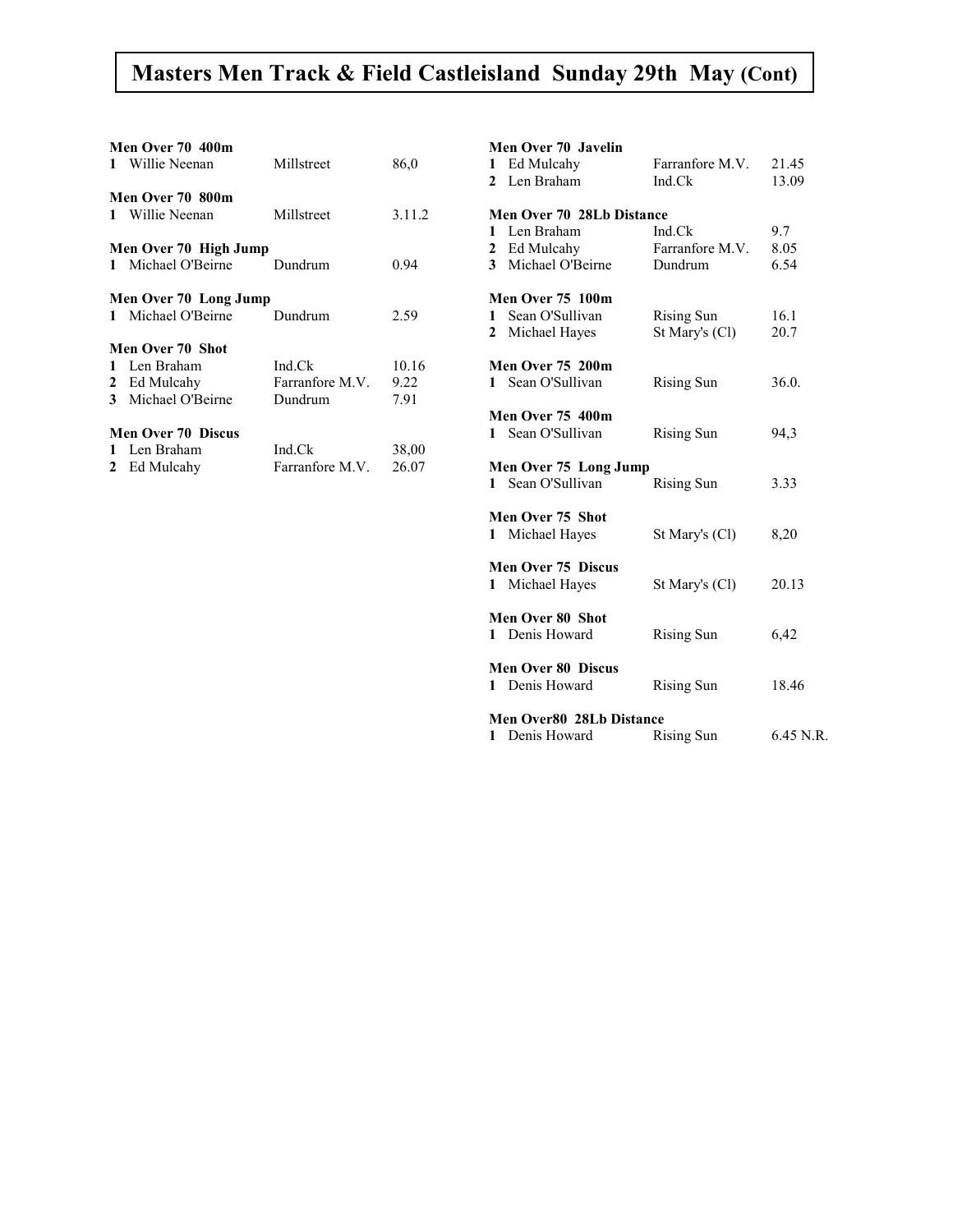# Masters Men Track & Field Castleisland Sunday 29th May (Cont)

**Men Over 70 400m**

| | | | |
|---|---|---|---|
| **1** | Willie Neenan | Millstreet | 86,0 |

**Men Over 70 800m**

| | | | |
|---|---|---|---|
| **1** | Willie Neenan | Millstreet | 3.11.2 |

**Men Over 70 High Jump**

| | | | |
|---|---|---|---|
| **1** | Michael O'Beirne | Dundrum | 0.94 |

**Men Over 70 Long Jump**

| | | | |
|---|---|---|---|
| **1** | Michael O'Beirne | Dundrum | 2.59 |

**Men Over 70 Shot**

| | | | |
|---|---|---|---|
| **1** | Len Braham | Ind.Ck | 10.16 |
| **2** | Ed Mulcahy | Farranfore M.V. | 9.22 |
| **3** | Michael O'Beirne | Dundrum | 7.91 |

**Men Over 70 Discus**

| | | | |
|---|---|---|---|
| **1** | Len Braham | Ind.Ck | 38,00 |
| **2** | Ed Mulcahy | Farranfore M.V. | 26.07 |

**Men Over 70 Javelin**

| | | | |
|---|---|---|---|
| **1** | Ed Mulcahy | Farranfore M.V. | 21.45 |
| **2** | Len Braham | Ind.Ck | 13.09 |

**Men Over 70 28Lb Distance**

| | | | |
|---|---|---|---|
| **1** | Len Braham | Ind.Ck | 9.7 |
| **2** | Ed Mulcahy | Farranfore M.V. | 8.05 |
| **3** | Michael O'Beirne | Dundrum | 6.54 |

**Men Over 75 100m**

| | | | |
|---|---|---|---|
| **1** | Sean O'Sullivan | Rising Sun | 16.1 |
| **2** | Michael Hayes | St Mary's (Cl) | 20.7 |

**Men Over 75 200m**

| | | | |
|---|---|---|---|
| **1** | Sean O'Sullivan | Rising Sun | 36.0. |

**Men Over 75 400m**

| | | | |
|---|---|---|---|
| **1** | Sean O'Sullivan | Rising Sun | 94,3 |

**Men Over 75 Long Jump**

| | | | |
|---|---|---|---|
| **1** | Sean O'Sullivan | Rising Sun | 3.33 |

**Men Over 75 Shot**

| | | | |
|---|---|---|---|
| **1** | Michael Hayes | St Mary's (Cl) | 8,20 |

**Men Over 75 Discus**

| | | | |
|---|---|---|---|
| **1** | Michael Hayes | St Mary's (Cl) | 20.13 |

**Men Over 80 Shot**

| | | | |
|---|---|---|---|
| **1** | Denis Howard | Rising Sun | 6,42 |

**Men Over 80 Discus**

| | | | |
|---|---|---|---|
| **1** | Denis Howard | Rising Sun | 18.46 |

**Men Over80 28Lb Distance**

| | | | |
|---|---|---|---|
| **1** | Denis Howard | Rising Sun | 6.45 N.R. |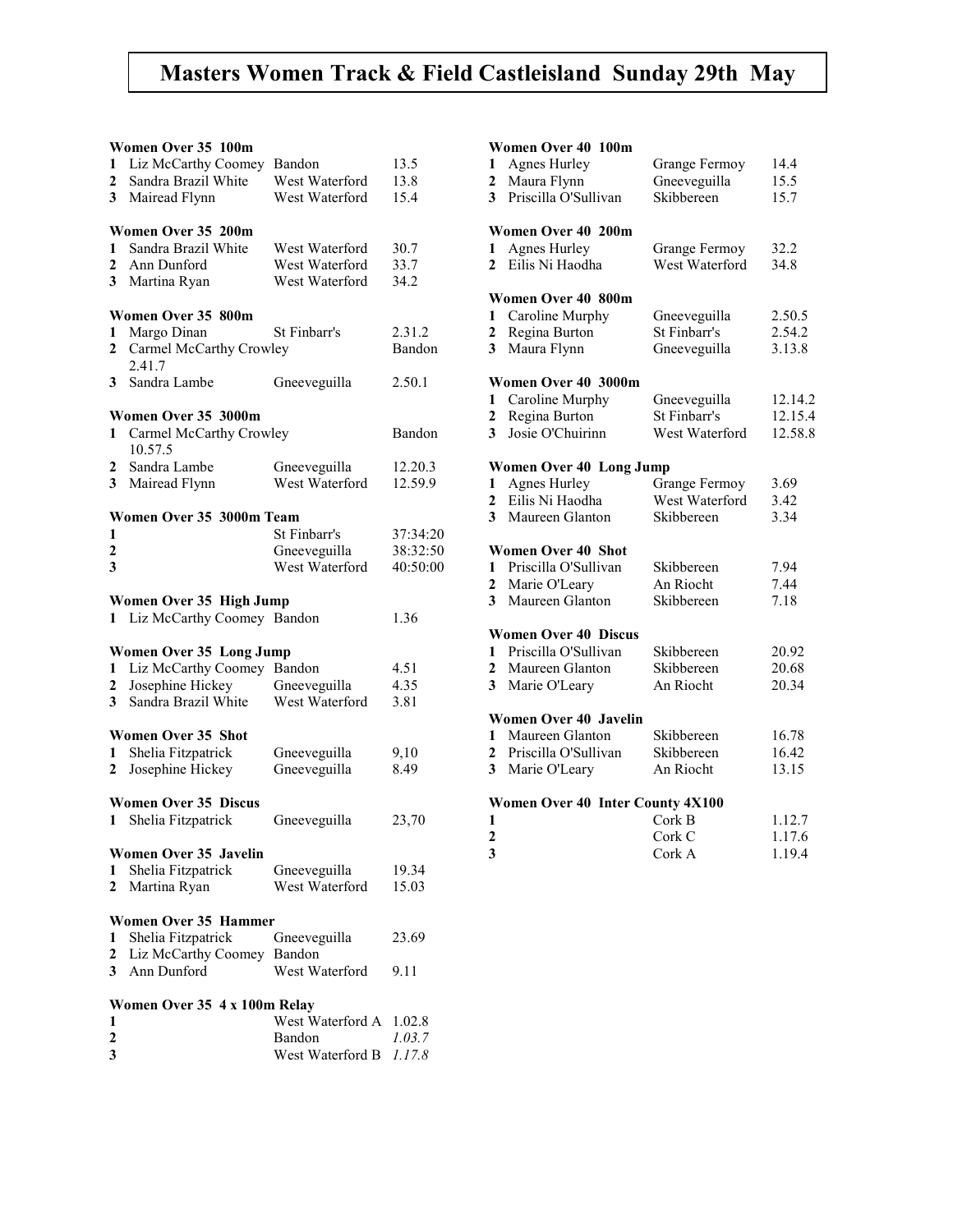# Masters Women Track & Field Castleisland Sunday 29th May

### Women Over 35 100m

| | | | |
|---|---|---|---|
| 1 | Liz McCarthy Coomey | Bandon | 13.5 |
| 2 | Sandra Brazil White | West Waterford | 13.8 |
| 3 | Mairead Flynn | West Waterford | 15.4 |

### Women Over 35 200m

| | | | |
|---|---|---|---|
| 1 | Sandra Brazil White | West Waterford | 30.7 |
| 2 | Ann Dunford | West Waterford | 33.7 |
| 3 | Martina Ryan | West Waterford | 34.2 |

### Women Over 35 800m

| | | | |
|---|---|---|---|
| 1 | Margo Dinan | St Finbarr's | 2.31.2 |
| 2 | Carmel McCarthy Crowley 2.41.7 | | Bandon |
| 3 | Sandra Lambe | Gneeveguilla | 2.50.1 |

### Women Over 35 3000m

| | | | |
|---|---|---|---|
| 1 | Carmel McCarthy Crowley 10.57.5 | | Bandon |
| 2 | Sandra Lambe | Gneeveguilla | 12.20.3 |
| 3 | Mairead Flynn | West Waterford | 12.59.9 |

### Women Over 35 3000m Team

| | | | |
|---|---|---|---|
| 1 | | St Finbarr's | 37:34:20 |
| 2 | | Gneeveguilla | 38:32:50 |
| 3 | | West Waterford | 40:50:00 |

### Women Over 35 High Jump

| | | | |
|---|---|---|---|
| 1 | Liz McCarthy Coomey | Bandon | 1.36 |

### Women Over 35 Long Jump

| | | | |
|---|---|---|---|
| 1 | Liz McCarthy Coomey | Bandon | 4.51 |
| 2 | Josephine Hickey | Gneeveguilla | 4.35 |
| 3 | Sandra Brazil White | West Waterford | 3.81 |

### Women Over 35 Shot

| | | | |
|---|---|---|---|
| 1 | Shelia Fitzpatrick | Gneeveguilla | 9,10 |
| 2 | Josephine Hickey | Gneeveguilla | 8.49 |

### Women Over 35 Discus

| | | | |
|---|---|---|---|
| 1 | Shelia Fitzpatrick | Gneeveguilla | 23,70 |

### Women Over 35 Javelin

| | | | |
|---|---|---|---|
| 1 | Shelia Fitzpatrick | Gneeveguilla | 19.34 |
| 2 | Martina Ryan | West Waterford | 15.03 |

### Women Over 35 Hammer

| | | | |
|---|---|---|---|
| 1 | Shelia Fitzpatrick | Gneeveguilla | 23.69 |
| 2 | Liz McCarthy Coomey | Bandon | |
| 3 | Ann Dunford | West Waterford | 9.11 |

### Women Over 35 4 x 100m Relay

| | | | |
|---|---|---|---|
| 1 | | West Waterford A | 1.02.8 |
| 2 | | Bandon | *1.03.7* |
| 3 | | West Waterford B | *1.17.8* |

### Women Over 40 100m

| | | | |
|---|---|---|---|
| 1 | Agnes Hurley | Grange Fermoy | 14.4 |
| 2 | Maura Flynn | Gneeveguilla | 15.5 |
| 3 | Priscilla O'Sullivan | Skibbereen | 15.7 |

### Women Over 40 200m

| | | | |
|---|---|---|---|
| 1 | Agnes Hurley | Grange Fermoy | 32.2 |
| 2 | Eilis Ni Haodha | West Waterford | 34.8 |

### Women Over 40 800m

| | | | |
|---|---|---|---|
| 1 | Caroline Murphy | Gneeveguilla | 2.50.5 |
| 2 | Regina Burton | St Finbarr's | 2.54.2 |
| 3 | Maura Flynn | Gneeveguilla | 3.13.8 |

### Women Over 40 3000m

| | | | |
|---|---|---|---|
| 1 | Caroline Murphy | Gneeveguilla | 12.14.2 |
| 2 | Regina Burton | St Finbarr's | 12.15.4 |
| 3 | Josie O'Chuirinn | West Waterford | 12.58.8 |

### Women Over 40 Long Jump

| | | | |
|---|---|---|---|
| 1 | Agnes Hurley | Grange Fermoy | 3.69 |
| 2 | Eilis Ni Haodha | West Waterford | 3.42 |
| 3 | Maureen Glanton | Skibbereen | 3.34 |

### Women Over 40 Shot

| | | | |
|---|---|---|---|
| 1 | Priscilla O'Sullivan | Skibbereen | 7.94 |
| 2 | Marie O'Leary | An Riocht | 7.44 |
| 3 | Maureen Glanton | Skibbereen | 7.18 |

### Women Over 40 Discus

| | | | |
|---|---|---|---|
| 1 | Priscilla O'Sullivan | Skibbereen | 20.92 |
| 2 | Maureen Glanton | Skibbereen | 20.68 |
| 3 | Marie O'Leary | An Riocht | 20.34 |

### Women Over 40 Javelin

| | | | |
|---|---|---|---|
| 1 | Maureen Glanton | Skibbereen | 16.78 |
| 2 | Priscilla O'Sullivan | Skibbereen | 16.42 |
| 3 | Marie O'Leary | An Riocht | 13.15 |

### Women Over 40 Inter County 4X100

| | | | |
|---|---|---|---|
| 1 | | Cork B | 1.12.7 |
| 2 | | Cork C | 1.17.6 |
| 3 | | Cork A | 1.19.4 |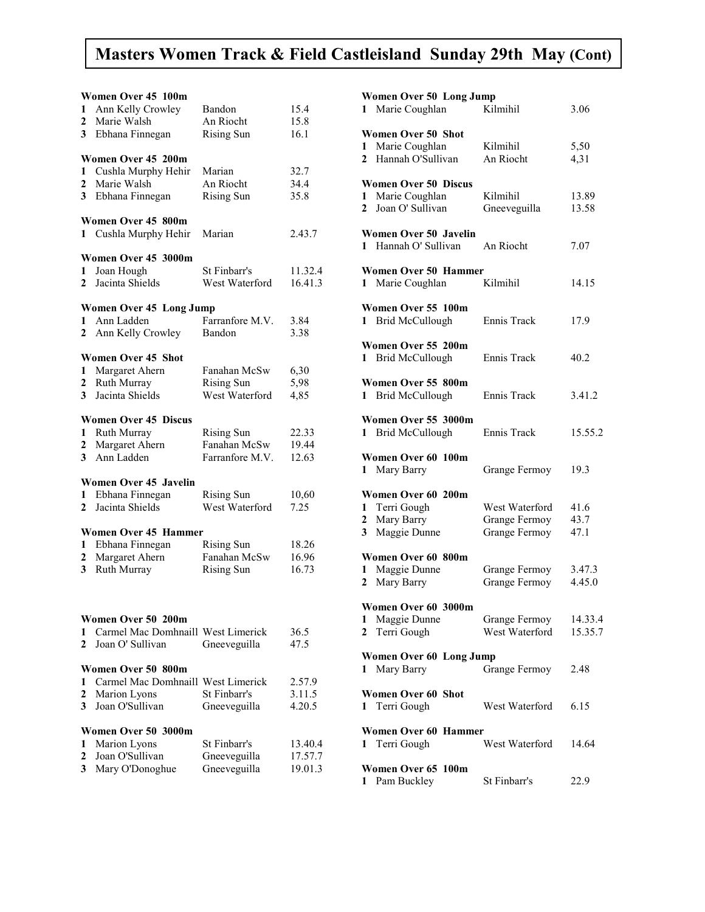# Masters Women Track & Field Castleisland Sunday 29th May (Cont)

**Women Over 45 100m**

| | | | |
|---|---|---|---|
| 1 | Ann Kelly Crowley | Bandon | 15.4 |
| 2 | Marie Walsh | An Riocht | 15.8 |
| 3 | Ebhana Finnegan | Rising Sun | 16.1 |

**Women Over 45 200m**

| | | | |
|---|---|---|---|
| 1 | Cushla Murphy Hehir | Marian | 32.7 |
| 2 | Marie Walsh | An Riocht | 34.4 |
| 3 | Ebhana Finnegan | Rising Sun | 35.8 |

**Women Over 45 800m**

| | | | |
|---|---|---|---|
| 1 | Cushla Murphy Hehir | Marian | 2.43.7 |

**Women Over 45 3000m**

| | | | |
|---|---|---|---|
| 1 | Joan Hough | St Finbarr's | 11.32.4 |
| 2 | Jacinta Shields | West Waterford | 16.41.3 |

**Women Over 45 Long Jump**

| | | | |
|---|---|---|---|
| 1 | Ann Ladden | Farranfore M.V. | 3.84 |
| 2 | Ann Kelly Crowley | Bandon | 3.38 |

**Women Over 45 Shot**

| | | | |
|---|---|---|---|
| 1 | Margaret Ahern | Fanahan McSw | 6,30 |
| 2 | Ruth Murray | Rising Sun | 5,98 |
| 3 | Jacinta Shields | West Waterford | 4,85 |

**Women Over 45 Discus**

| | | | |
|---|---|---|---|
| 1 | Ruth Murray | Rising Sun | 22.33 |
| 2 | Margaret Ahern | Fanahan McSw | 19.44 |
| 3 | Ann Ladden | Farranfore M.V. | 12.63 |

**Women Over 45 Javelin**

| | | | |
|---|---|---|---|
| 1 | Ebhana Finnegan | Rising Sun | 10,60 |
| 2 | Jacinta Shields | West Waterford | 7.25 |

**Women Over 45 Hammer**

| | | | |
|---|---|---|---|
| 1 | Ebhana Finnegan | Rising Sun | 18.26 |
| 2 | Margaret Ahern | Fanahan McSw | 16.96 |
| 3 | Ruth Murray | Rising Sun | 16.73 |

**Women Over 50 200m**

| | | | |
|---|---|---|---|
| 1 | Carmel Mac Domhnaill | West Limerick | 36.5 |
| 2 | Joan O' Sullivan | Gneeveguilla | 47.5 |

**Women Over 50 800m**

| | | | |
|---|---|---|---|
| 1 | Carmel Mac Domhnaill | West Limerick | 2.57.9 |
| 2 | Marion Lyons | St Finbarr's | 3.11.5 |
| 3 | Joan O'Sullivan | Gneeveguilla | 4.20.5 |

**Women Over 50 3000m**

| | | | |
|---|---|---|---|
| 1 | Marion Lyons | St Finbarr's | 13.40.4 |
| 2 | Joan O'Sullivan | Gneeveguilla | 17.57.7 |
| 3 | Mary O'Donoghue | Gneeveguilla | 19.01.3 |

**Women Over 50 Long Jump**

| | | | |
|---|---|---|---|
| 1 | Marie Coughlan | Kilmihil | 3.06 |

**Women Over 50 Shot**

| | | | |
|---|---|---|---|
| 1 | Marie Coughlan | Kilmihil | 5,50 |
| 2 | Hannah O'Sullivan | An Riocht | 4,31 |

**Women Over 50 Discus**

| | | | |
|---|---|---|---|
| 1 | Marie Coughlan | Kilmihil | 13.89 |
| 2 | Joan O' Sullivan | Gneeveguilla | 13.58 |

**Women Over 50 Javelin**

| | | | |
|---|---|---|---|
| 1 | Hannah O' Sullivan | An Riocht | 7.07 |

**Women Over 50 Hammer**

| | | | |
|---|---|---|---|
| 1 | Marie Coughlan | Kilmihil | 14.15 |

**Women Over 55 100m**

| | | | |
|---|---|---|---|
| 1 | Brid McCullough | Ennis Track | 17.9 |

**Women Over 55 200m**

| | | | |
|---|---|---|---|
| 1 | Brid McCullough | Ennis Track | 40.2 |

**Women Over 55 800m**

| | | | |
|---|---|---|---|
| 1 | Brid McCullough | Ennis Track | 3.41.2 |

**Women Over 55 3000m**

| | | | |
|---|---|---|---|
| 1 | Brid McCullough | Ennis Track | 15.55.2 |

**Women Over 60 100m**

| | | | |
|---|---|---|---|
| 1 | Mary Barry | Grange Fermoy | 19.3 |

**Women Over 60 200m**

| | | | |
|---|---|---|---|
| 1 | Terri Gough | West Waterford | 41.6 |
| 2 | Mary Barry | Grange Fermoy | 43.7 |
| 3 | Maggie Dunne | Grange Fermoy | 47.1 |

**Women Over 60 800m**

| | | | |
|---|---|---|---|
| 1 | Maggie Dunne | Grange Fermoy | 3.47.3 |
| 2 | Mary Barry | Grange Fermoy | 4.45.0 |

**Women Over 60 3000m**

| | | | |
|---|---|---|---|
| 1 | Maggie Dunne | Grange Fermoy | 14.33.4 |
| 2 | Terri Gough | West Waterford | 15.35.7 |

**Women Over 60 Long Jump**

| | | | |
|---|---|---|---|
| 1 | Mary Barry | Grange Fermoy | 2.48 |

**Women Over 60 Shot**

| | | | |
|---|---|---|---|
| 1 | Terri Gough | West Waterford | 6.15 |

**Women Over 60 Hammer**

| | | | |
|---|---|---|---|
| 1 | Terri Gough | West Waterford | 14.64 |

**Women Over 65 100m**

| | | | |
|---|---|---|---|
| 1 | Pam Buckley | St Finbarr's | 22.9 |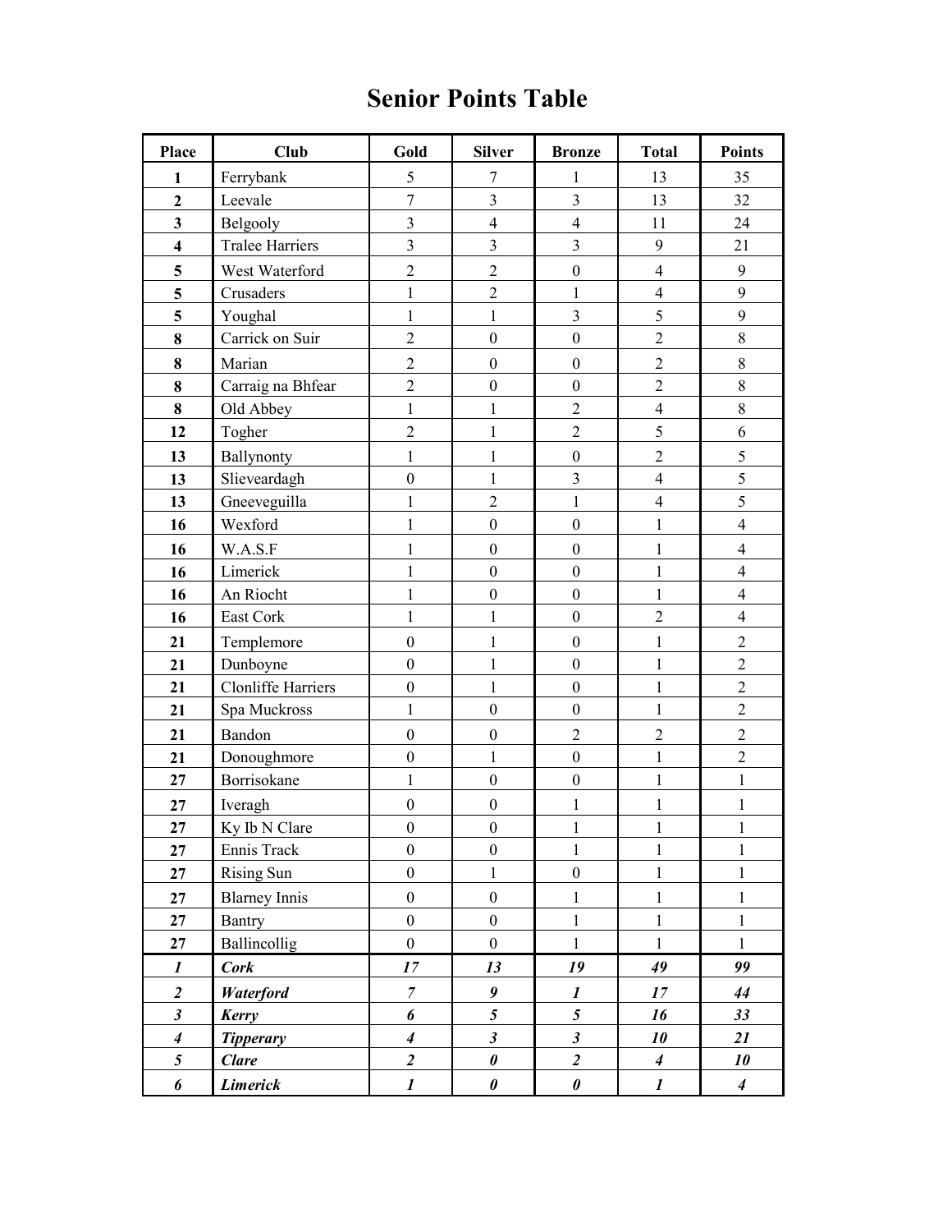# Senior Points Table

| Place | Club | Gold | Silver | Bronze | Total | Points |
|---|---|---|---|---|---|---|
| **1** | Ferrybank | 5 | 7 | 1 | 13 | 35 |
| **2** | Leevale | 7 | 3 | 3 | 13 | 32 |
| **3** | Belgooly | 3 | 4 | 4 | 11 | 24 |
| **4** | Tralee Harriers | 3 | 3 | 3 | 9 | 21 |
| **5** | West Waterford | 2 | 2 | 0 | 4 | 9 |
| **5** | Crusaders | 1 | 2 | 1 | 4 | 9 |
| **5** | Youghal | 1 | 1 | 3 | 5 | 9 |
| **8** | Carrick on Suir | 2 | 0 | 0 | 2 | 8 |
| **8** | Marian | 2 | 0 | 0 | 2 | 8 |
| **8** | Carraig na Bhfear | 2 | 0 | 0 | 2 | 8 |
| **8** | Old Abbey | 1 | 1 | 2 | 4 | 8 |
| **12** | Togher | 2 | 1 | 2 | 5 | 6 |
| **13** | Ballynonty | 1 | 1 | 0 | 2 | 5 |
| **13** | Slieveardagh | 0 | 1 | 3 | 4 | 5 |
| **13** | Gneeveguilla | 1 | 2 | 1 | 4 | 5 |
| **16** | Wexford | 1 | 0 | 0 | 1 | 4 |
| **16** | W.A.S.F | 1 | 0 | 0 | 1 | 4 |
| **16** | Limerick | 1 | 0 | 0 | 1 | 4 |
| **16** | An Riocht | 1 | 0 | 0 | 1 | 4 |
| **16** | East Cork | 1 | 1 | 0 | 2 | 4 |
| **21** | Templemore | 0 | 1 | 0 | 1 | 2 |
| **21** | Dunboyne | 0 | 1 | 0 | 1 | 2 |
| **21** | Clonliffe Harriers | 0 | 1 | 0 | 1 | 2 |
| **21** | Spa Muckross | 1 | 0 | 0 | 1 | 2 |
| **21** | Bandon | 0 | 0 | 2 | 2 | 2 |
| **21** | Donoughmore | 0 | 1 | 0 | 1 | 2 |
| **27** | Borrisokane | 1 | 0 | 0 | 1 | 1 |
| **27** | Iveragh | 0 | 0 | 1 | 1 | 1 |
| **27** | Ky Ib N Clare | 0 | 0 | 1 | 1 | 1 |
| **27** | Ennis Track | 0 | 0 | 1 | 1 | 1 |
| **27** | Rising Sun | 0 | 1 | 0 | 1 | 1 |
| **27** | Blarney Innis | 0 | 0 | 1 | 1 | 1 |
| **27** | Bantry | 0 | 0 | 1 | 1 | 1 |
| **27** | Ballincollig | 0 | 0 | 1 | 1 | 1 |
| ***1*** | ***Cork*** | ***17*** | ***13*** | ***19*** | ***49*** | ***99*** |
| ***2*** | ***Waterford*** | ***7*** | ***9*** | ***1*** | ***17*** | ***44*** |
| ***3*** | ***Kerry*** | ***6*** | ***5*** | ***5*** | ***16*** | ***33*** |
| ***4*** | ***Tipperary*** | ***4*** | ***3*** | ***3*** | ***10*** | ***21*** |
| ***5*** | ***Clare*** | ***2*** | ***0*** | ***2*** | ***4*** | ***10*** |
| ***6*** | ***Limerick*** | ***1*** | ***0*** | ***0*** | ***1*** | ***4*** |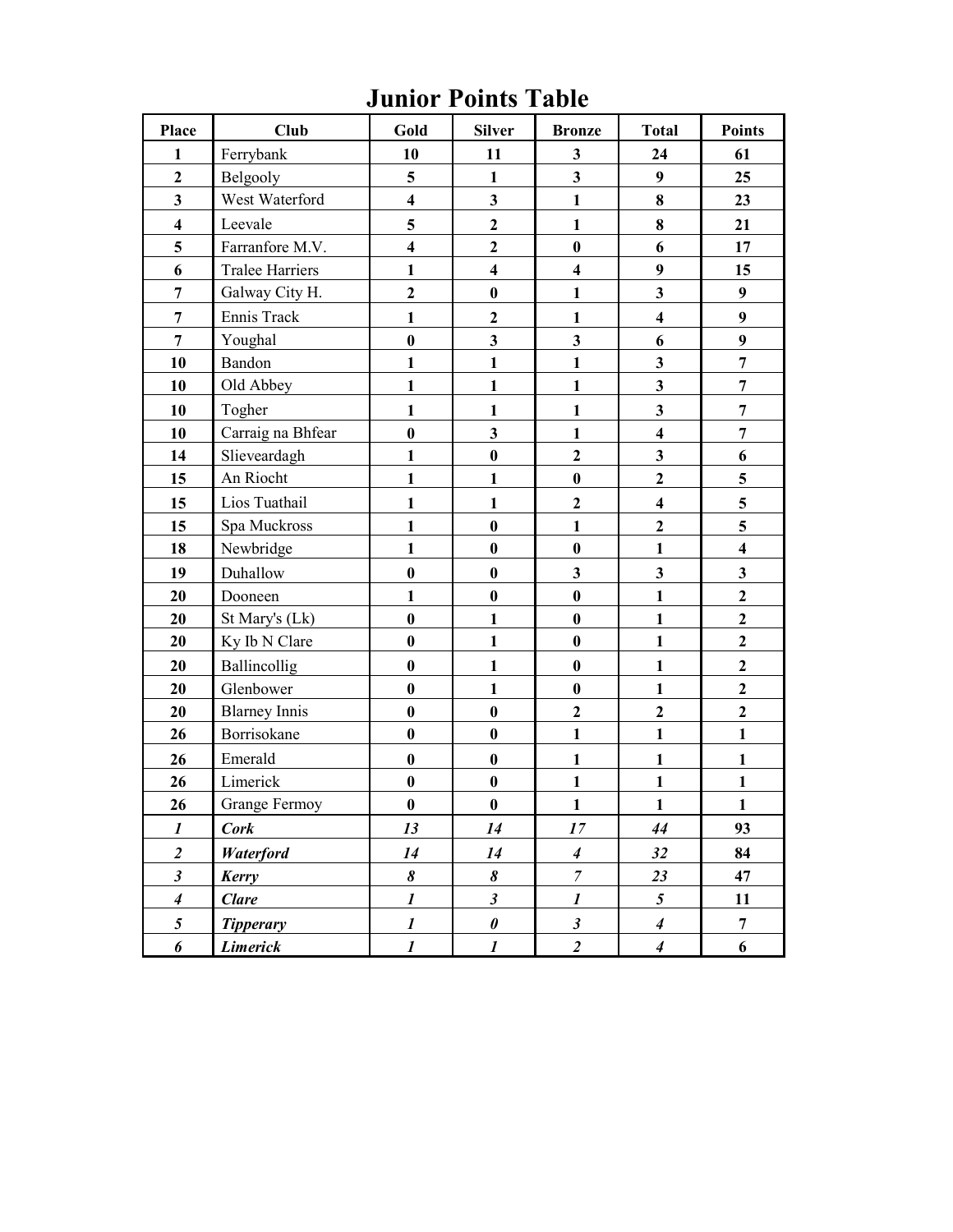# Junior Points Table

| Place | Club | Gold | Silver | Bronze | Total | Points |
|---|---|---|---|---|---|---|
| **1** | Ferrybank | **10** | **11** | **3** | **24** | **61** |
| **2** | Belgooly | **5** | **1** | **3** | **9** | **25** |
| **3** | West Waterford | **4** | **3** | **1** | **8** | **23** |
| **4** | Leevale | **5** | **2** | **1** | **8** | **21** |
| **5** | Farranfore M.V. | **4** | **2** | **0** | **6** | **17** |
| **6** | Tralee Harriers | **1** | **4** | **4** | **9** | **15** |
| **7** | Galway City H. | **2** | **0** | **1** | **3** | **9** |
| **7** | Ennis Track | **1** | **2** | **1** | **4** | **9** |
| **7** | Youghal | **0** | **3** | **3** | **6** | **9** |
| **10** | Bandon | **1** | **1** | **1** | **3** | **7** |
| **10** | Old Abbey | **1** | **1** | **1** | **3** | **7** |
| **10** | Togher | **1** | **1** | **1** | **3** | **7** |
| **10** | Carraig na Bhfear | **0** | **3** | **1** | **4** | **7** |
| **14** | Slieveardagh | **1** | **0** | **2** | **3** | **6** |
| **15** | An Riocht | **1** | **1** | **0** | **2** | **5** |
| **15** | Lios Tuathail | **1** | **1** | **2** | **4** | **5** |
| **15** | Spa Muckross | **1** | **0** | **1** | **2** | **5** |
| **18** | Newbridge | **1** | **0** | **0** | **1** | **4** |
| **19** | Duhallow | **0** | **0** | **3** | **3** | **3** |
| **20** | Dooneen | **1** | **0** | **0** | **1** | **2** |
| **20** | St Mary's (Lk) | **0** | **1** | **0** | **1** | **2** |
| **20** | Ky Ib N Clare | **0** | **1** | **0** | **1** | **2** |
| **20** | Ballincollig | **0** | **1** | **0** | **1** | **2** |
| **20** | Glenbower | **0** | **1** | **0** | **1** | **2** |
| **20** | Blarney Innis | **0** | **0** | **2** | **2** | **2** |
| **26** | Borrisokane | **0** | **0** | **1** | **1** | **1** |
| **26** | Emerald | **0** | **0** | **1** | **1** | **1** |
| **26** | Limerick | **0** | **0** | **1** | **1** | **1** |
| **26** | Grange Fermoy | **0** | **0** | **1** | **1** | **1** |
| ***1*** | ***Cork*** | ***13*** | ***14*** | ***17*** | ***44*** | **93** |
| ***2*** | ***Waterford*** | ***14*** | ***14*** | ***4*** | ***32*** | **84** |
| ***3*** | ***Kerry*** | ***8*** | ***8*** | ***7*** | ***23*** | **47** |
| ***4*** | ***Clare*** | ***1*** | ***3*** | ***1*** | ***5*** | **11** |
| ***5*** | ***Tipperary*** | ***1*** | ***0*** | ***3*** | ***4*** | **7** |
| ***6*** | ***Limerick*** | ***1*** | ***1*** | ***2*** | ***4*** | **6** |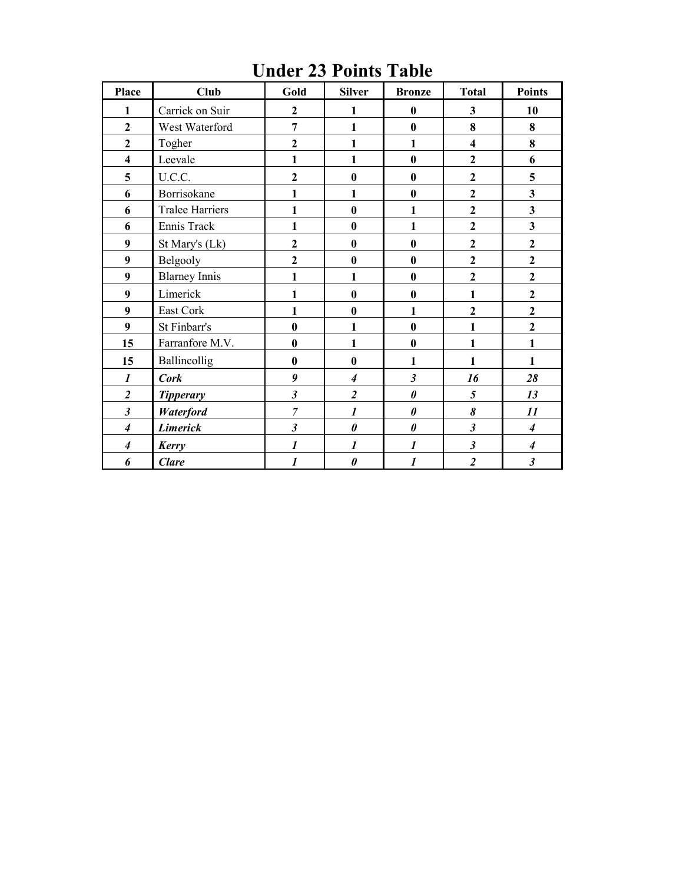# Under 23 Points Table

| Place | Club | Gold | Silver | Bronze | Total | Points |
|---|---|---|---|---|---|---|
| 1 | Carrick on Suir | 2 | 1 | 0 | 3 | 10 |
| 2 | West Waterford | 7 | 1 | 0 | 8 | 8 |
| 2 | Togher | 2 | 1 | 1 | 4 | 8 |
| 4 | Leevale | 1 | 1 | 0 | 2 | 6 |
| 5 | U.C.C. | 2 | 0 | 0 | 2 | 5 |
| 6 | Borrisokane | 1 | 1 | 0 | 2 | 3 |
| 6 | Tralee Harriers | 1 | 0 | 1 | 2 | 3 |
| 6 | Ennis Track | 1 | 0 | 1 | 2 | 3 |
| 9 | St Mary's (Lk) | 2 | 0 | 0 | 2 | 2 |
| 9 | Belgooly | 2 | 0 | 0 | 2 | 2 |
| 9 | Blarney Innis | 1 | 1 | 0 | 2 | 2 |
| 9 | Limerick | 1 | 0 | 0 | 1 | 2 |
| 9 | East Cork | 1 | 0 | 1 | 2 | 2 |
| 9 | St Finbarr's | 0 | 1 | 0 | 1 | 2 |
| 15 | Farranfore M.V. | 0 | 1 | 0 | 1 | 1 |
| 15 | Ballincollig | 0 | 0 | 1 | 1 | 1 |
| ***1*** | ***Cork*** | *9* | ***4*** | ***3*** | ***16*** | ***28*** |
| ***2*** | ***Tipperary*** | *3* | ***2*** | ***0*** | ***5*** | ***13*** |
| ***3*** | ***Waterford*** | *7* | ***1*** | ***0*** | ***8*** | ***11*** |
| ***4*** | ***Limerick*** | *3* | ***0*** | ***0*** | ***3*** | ***4*** |
| ***4*** | ***Kerry*** | *1* | ***1*** | ***1*** | ***3*** | ***4*** |
| ***6*** | ***Clare*** | *1* | ***0*** | ***1*** | ***2*** | ***3*** |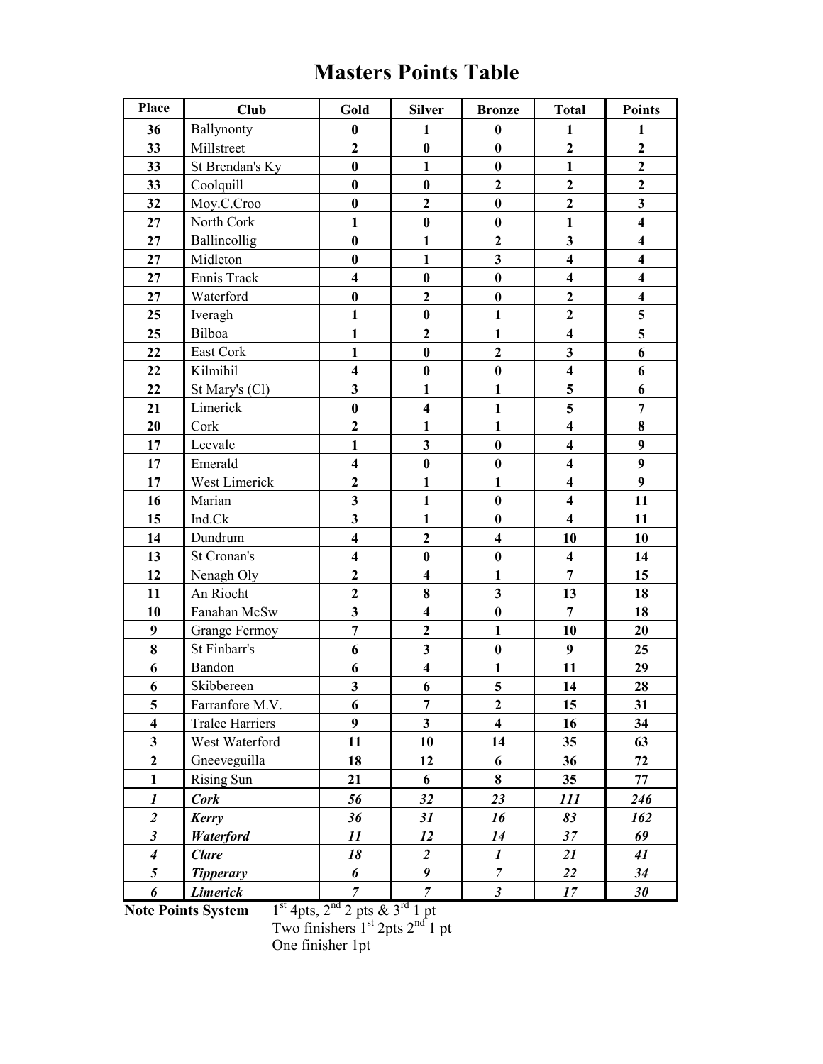# Masters Points Table

| Place | Club | Gold | Silver | Bronze | Total | Points |
|---|---|---|---|---|---|---|
| **36** | Ballynonty | **0** | **1** | **0** | **1** | **1** |
| **33** | Millstreet | **2** | **0** | **0** | **2** | **2** |
| **33** | St Brendan's Ky | **0** | **1** | **0** | **1** | **2** |
| **33** | Coolquill | **0** | **0** | **2** | **2** | **2** |
| **32** | Moy.C.Croo | **0** | **2** | **0** | **2** | **3** |
| **27** | North Cork | **1** | **0** | **0** | **1** | **4** |
| **27** | Ballincollig | **0** | **1** | **2** | **3** | **4** |
| **27** | Midleton | **0** | **1** | **3** | **4** | **4** |
| **27** | Ennis Track | **4** | **0** | **0** | **4** | **4** |
| **27** | Waterford | **0** | **2** | **0** | **2** | **4** |
| **25** | Iveragh | **1** | **0** | **1** | **2** | **5** |
| **25** | Bilboa | **1** | **2** | **1** | **4** | **5** |
| **22** | East Cork | **1** | **0** | **2** | **3** | **6** |
| **22** | Kilmihil | **4** | **0** | **0** | **4** | **6** |
| **22** | St Mary's (Cl) | **3** | **1** | **1** | **5** | **6** |
| **21** | Limerick | **0** | **4** | **1** | **5** | **7** |
| **20** | Cork | **2** | **1** | **1** | **4** | **8** |
| **17** | Leevale | **1** | **3** | **0** | **4** | **9** |
| **17** | Emerald | **4** | **0** | **0** | **4** | **9** |
| **17** | West Limerick | **2** | **1** | **1** | **4** | **9** |
| **16** | Marian | **3** | **1** | **0** | **4** | **11** |
| **15** | Ind.Ck | **3** | **1** | **0** | **4** | **11** |
| **14** | Dundrum | **4** | **2** | **4** | **10** | **10** |
| **13** | St Cronan's | **4** | **0** | **0** | **4** | **14** |
| **12** | Nenagh Oly | **2** | **4** | **1** | **7** | **15** |
| **11** | An Riocht | **2** | **8** | **3** | **13** | **18** |
| **10** | Fanahan McSw | **3** | **4** | **0** | **7** | **18** |
| **9** | Grange Fermoy | **7** | **2** | **1** | **10** | **20** |
| **8** | St Finbarr's | **6** | **3** | **0** | **9** | **25** |
| **6** | Bandon | **6** | **4** | **1** | **11** | **29** |
| **6** | Skibbereen | **3** | **6** | **5** | **14** | **28** |
| **5** | Farranfore M.V. | **6** | **7** | **2** | **15** | **31** |
| **4** | Tralee Harriers | **9** | **3** | **4** | **16** | **34** |
| **3** | West Waterford | **11** | **10** | **14** | **35** | **63** |
| **2** | Gneeveguilla | **18** | **12** | **6** | **36** | **72** |
| **1** | Rising Sun | **21** | **6** | **8** | **35** | **77** |
| ***1*** | ***Cork*** | ***56*** | ***32*** | ***23*** | ***111*** | ***246*** |
| ***2*** | ***Kerry*** | ***36*** | ***31*** | ***16*** | ***83*** | ***162*** |
| ***3*** | ***Waterford*** | ***11*** | ***12*** | ***14*** | ***37*** | ***69*** |
| ***4*** | ***Clare*** | ***18*** | ***2*** | ***1*** | ***21*** | ***41*** |
| ***5*** | ***Tipperary*** | ***6*** | ***9*** | ***7*** | ***22*** | ***34*** |
| ***6*** | ***Limerick*** | ***7*** | ***7*** | ***3*** | ***17*** | ***30*** |

**Note Points System** 1st 4pts, 2nd 2 pts & 3rd 1 pt
Two finishers 1st 2pts 2nd 1 pt
One finisher 1pt